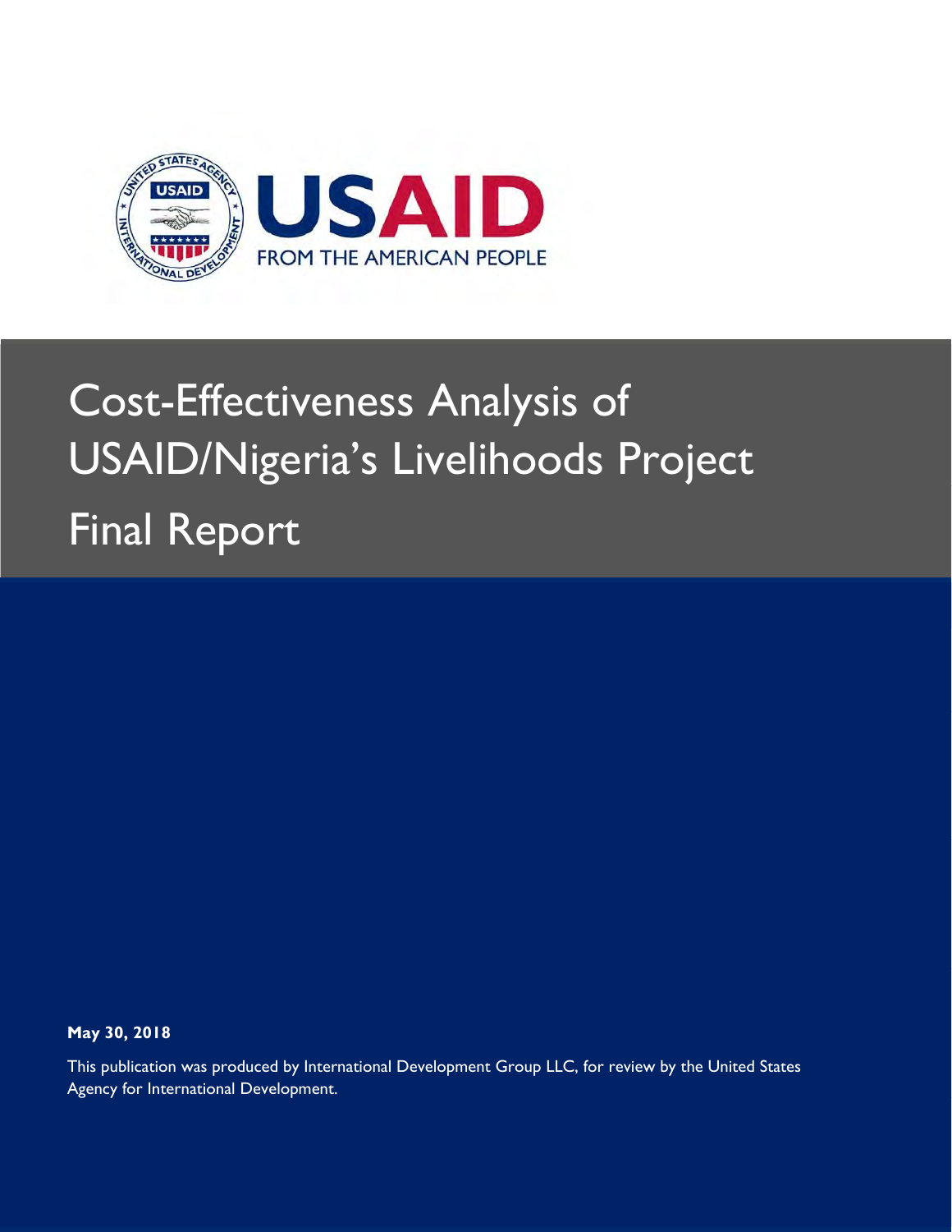USAID

FROM THE AMERICAN PEOPLE

# Cost-Effectiveness Analysis of USAID/Nigeria's Livelihoods Project Final Report

**May 30, 2018**

This publication was produced by International Development Group LLC, for review by the United States Agency for International Development.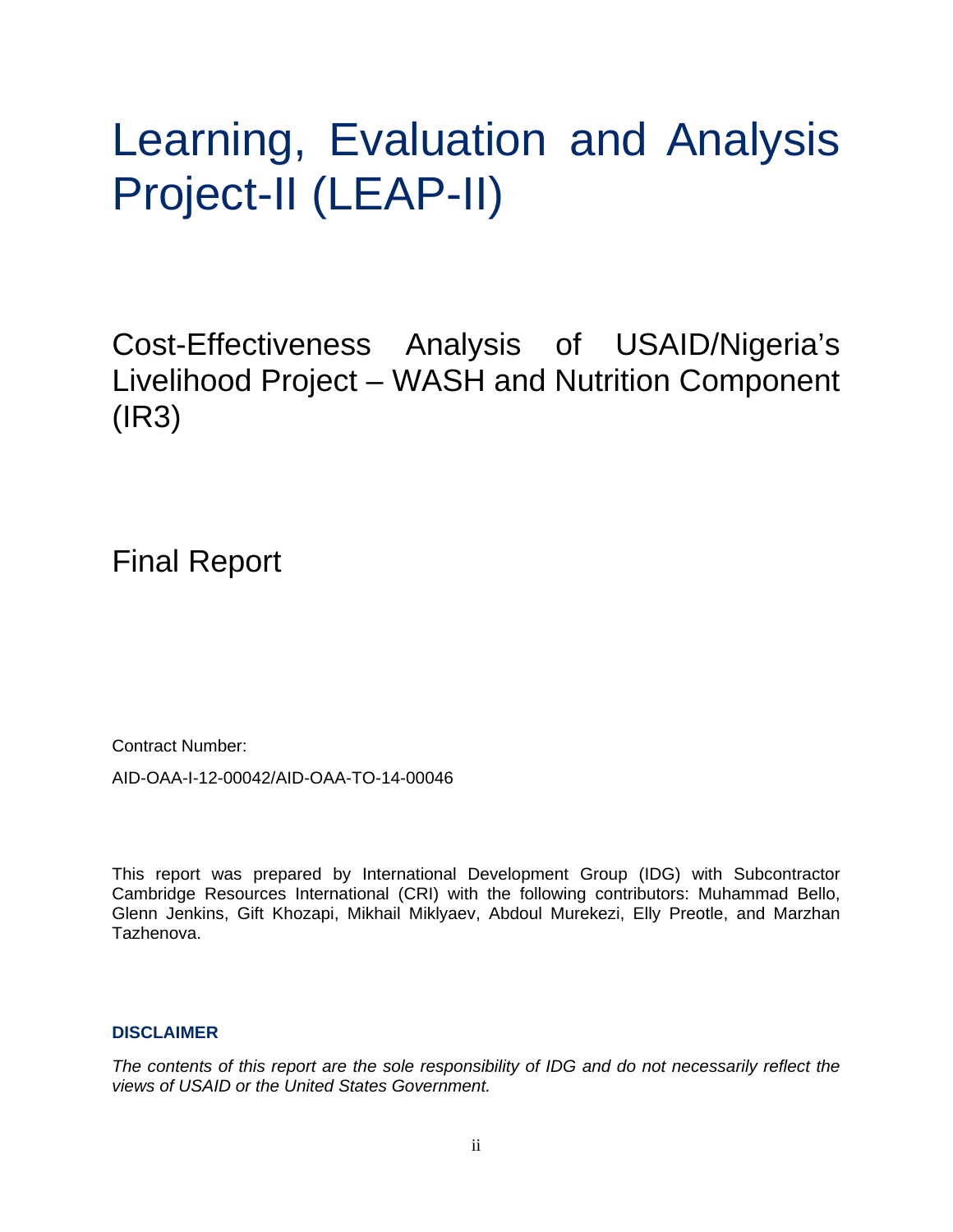# Learning, Evaluation and Analysis Project-II (LEAP-II)

## Cost-Effectiveness Analysis of USAID/Nigeria's Livelihood Project – WASH and Nutrition Component (IR3)

## Final Report

Contract Number:

AID-OAA-I-12-00042/AID-OAA-TO-14-00046

This report was prepared by International Development Group (IDG) with Subcontractor Cambridge Resources International (CRI) with the following contributors: Muhammad Bello, Glenn Jenkins, Gift Khozapi, Mikhail Miklyaev, Abdoul Murekezi, Elly Preotle, and Marzhan Tazhenova.

**DISCLAIMER**

*The contents of this report are the sole responsibility of IDG and do not necessarily reflect the views of USAID or the United States Government.*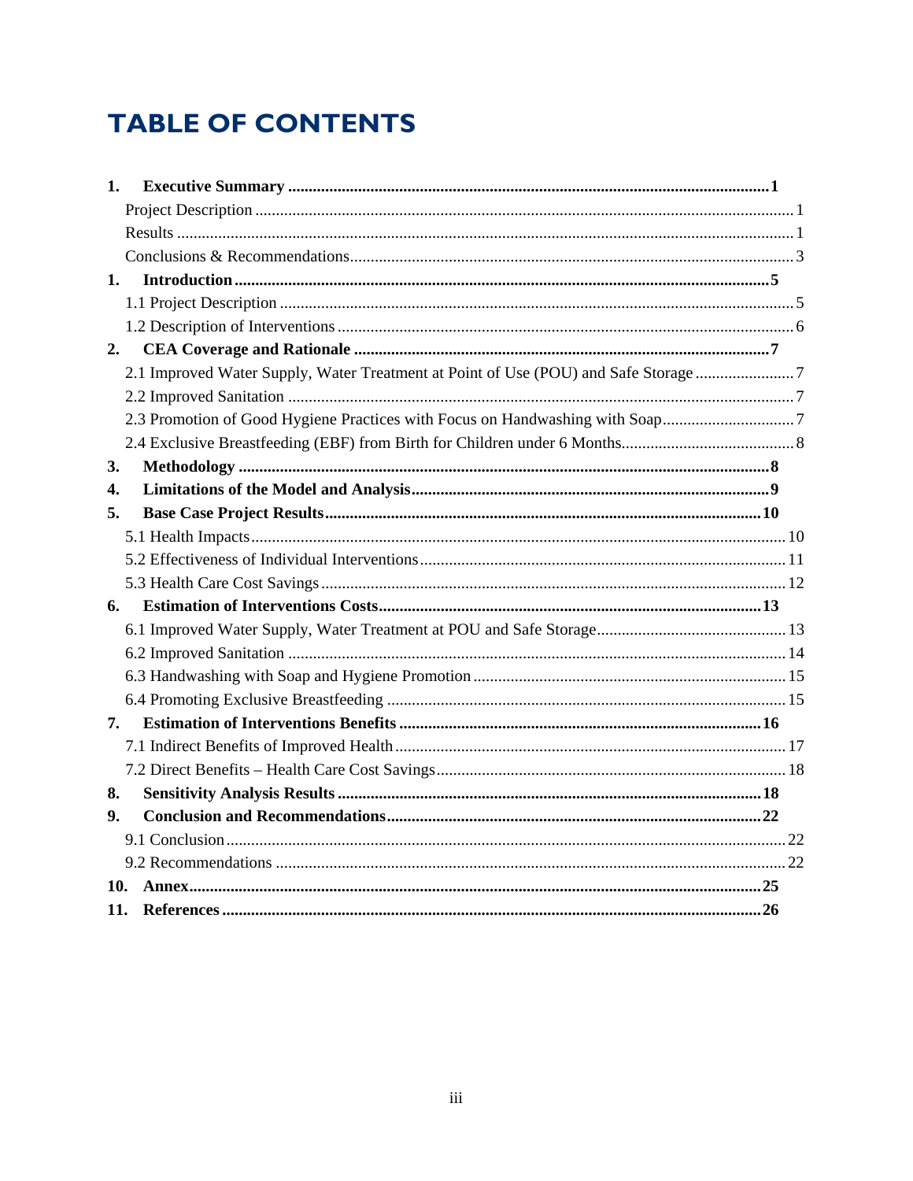# TABLE OF CONTENTS

**1. Executive Summary** .......... **1**

- Project Description .......... 1
- Results .......... 1
- Conclusions & Recommendations .......... 3

**1. Introduction** .......... **5**

- 1.1 Project Description .......... 5
- 1.2 Description of Interventions .......... 6

**2. CEA Coverage and Rationale** .......... **7**

- 2.1 Improved Water Supply, Water Treatment at Point of Use (POU) and Safe Storage .......... 7
- 2.2 Improved Sanitation .......... 7
- 2.3 Promotion of Good Hygiene Practices with Focus on Handwashing with Soap .......... 7
- 2.4 Exclusive Breastfeeding (EBF) from Birth for Children under 6 Months .......... 8

**3. Methodology** .......... **8**

**4. Limitations of the Model and Analysis** .......... **9**

**5. Base Case Project Results** .......... **10**

- 5.1 Health Impacts .......... 10
- 5.2 Effectiveness of Individual Interventions .......... 11
- 5.3 Health Care Cost Savings .......... 12

**6. Estimation of Interventions Costs** .......... **13**

- 6.1 Improved Water Supply, Water Treatment at POU and Safe Storage .......... 13
- 6.2 Improved Sanitation .......... 14
- 6.3 Handwashing with Soap and Hygiene Promotion .......... 15
- 6.4 Promoting Exclusive Breastfeeding .......... 15

**7. Estimation of Interventions Benefits** .......... **16**

- 7.1 Indirect Benefits of Improved Health .......... 17
- 7.2 Direct Benefits – Health Care Cost Savings .......... 18

**8. Sensitivity Analysis Results** .......... **18**

**9. Conclusion and Recommendations** .......... **22**

- 9.1 Conclusion .......... 22
- 9.2 Recommendations .......... 22

**10. Annex** .......... **25**

**11. References** .......... **26**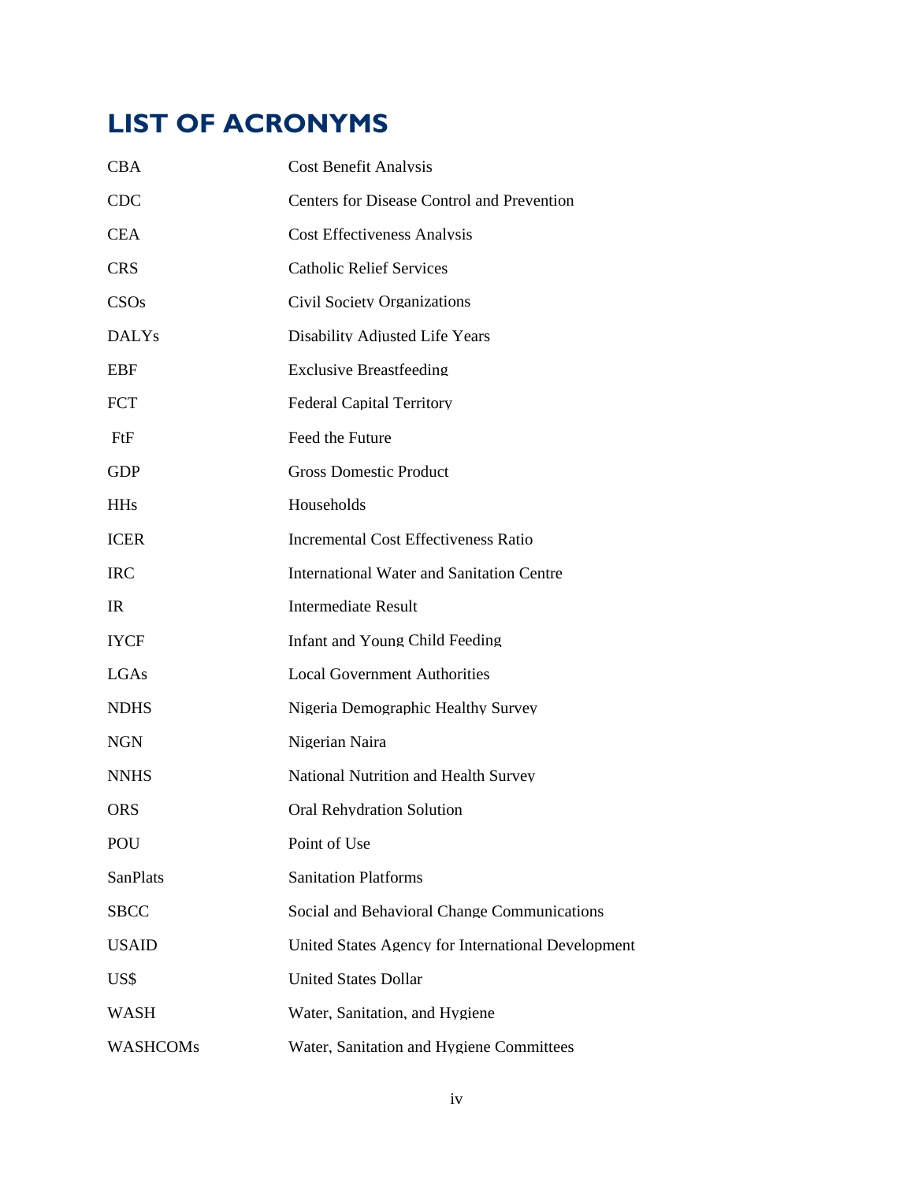# LIST OF ACRONYMS

| | |
|---|---|
| CBA | Cost Benefit Analysis |
| CDC | Centers for Disease Control and Prevention |
| CEA | Cost Effectiveness Analysis |
| CRS | Catholic Relief Services |
| CSOs | Civil Society Organizations |
| DALYs | Disability Adjusted Life Years |
| EBF | Exclusive Breastfeeding |
| FCT | Federal Capital Territory |
| FtF | Feed the Future |
| GDP | Gross Domestic Product |
| HHs | Households |
| ICER | Incremental Cost Effectiveness Ratio |
| IRC | International Water and Sanitation Centre |
| IR | Intermediate Result |
| IYCF | Infant and Young Child Feeding |
| LGAs | Local Government Authorities |
| NDHS | Nigeria Demographic Healthy Survey |
| NGN | Nigerian Naira |
| NNHS | National Nutrition and Health Survey |
| ORS | Oral Rehydration Solution |
| POU | Point of Use |
| SanPlats | Sanitation Platforms |
| SBCC | Social and Behavioral Change Communications |
| USAID | United States Agency for International Development |
| US$ | United States Dollar |
| WASH | Water, Sanitation, and Hygiene |
| WASHCOMs | Water, Sanitation and Hygiene Committees |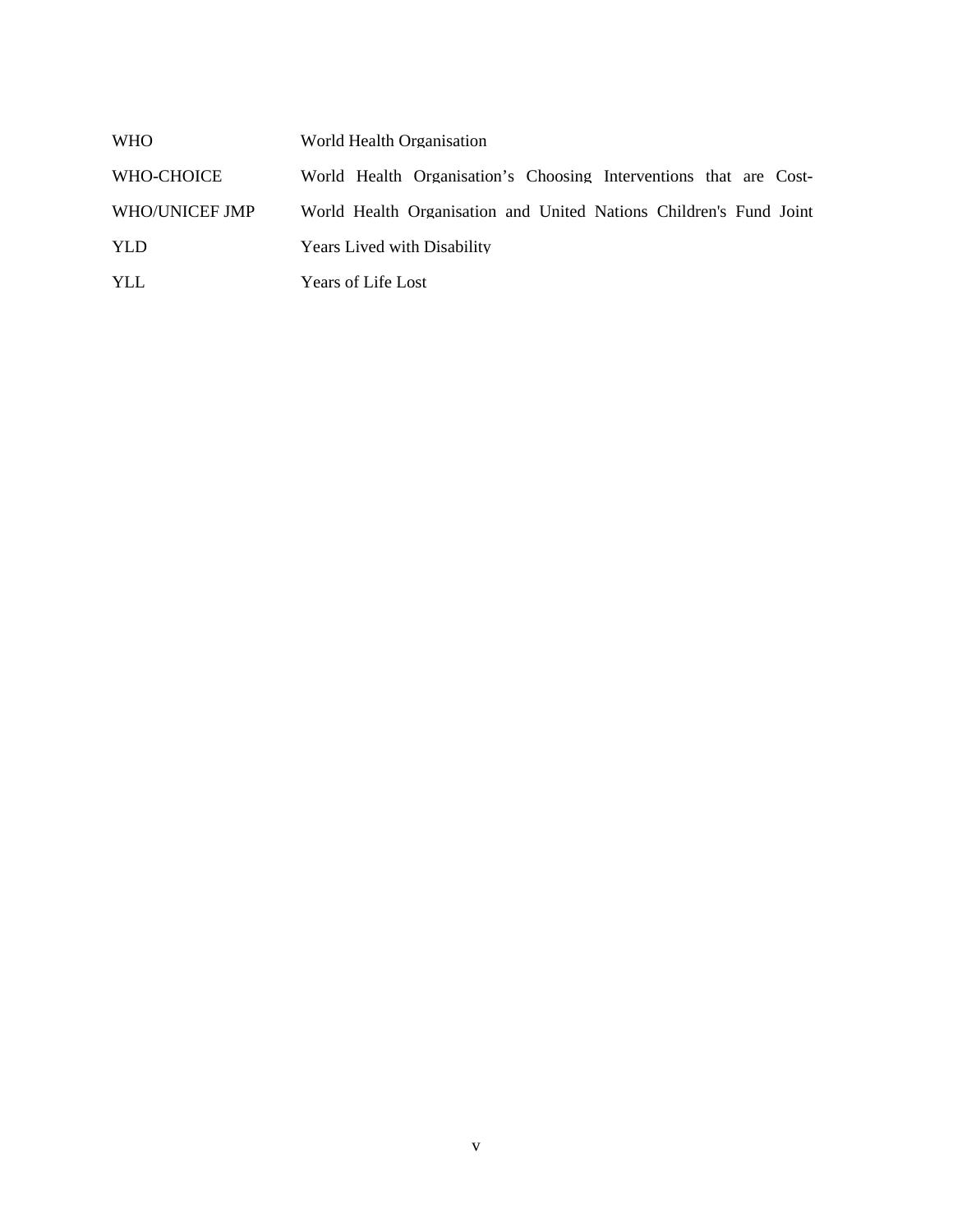| | |
|---|---|
| WHO | World Health Organisation |
| WHO-CHOICE | World Health Organisation's Choosing Interventions that are Cost- |
| WHO/UNICEF JMP | World Health Organisation and United Nations Children's Fund Joint |
| YLD | Years Lived with Disability |
| YLL | Years of Life Lost |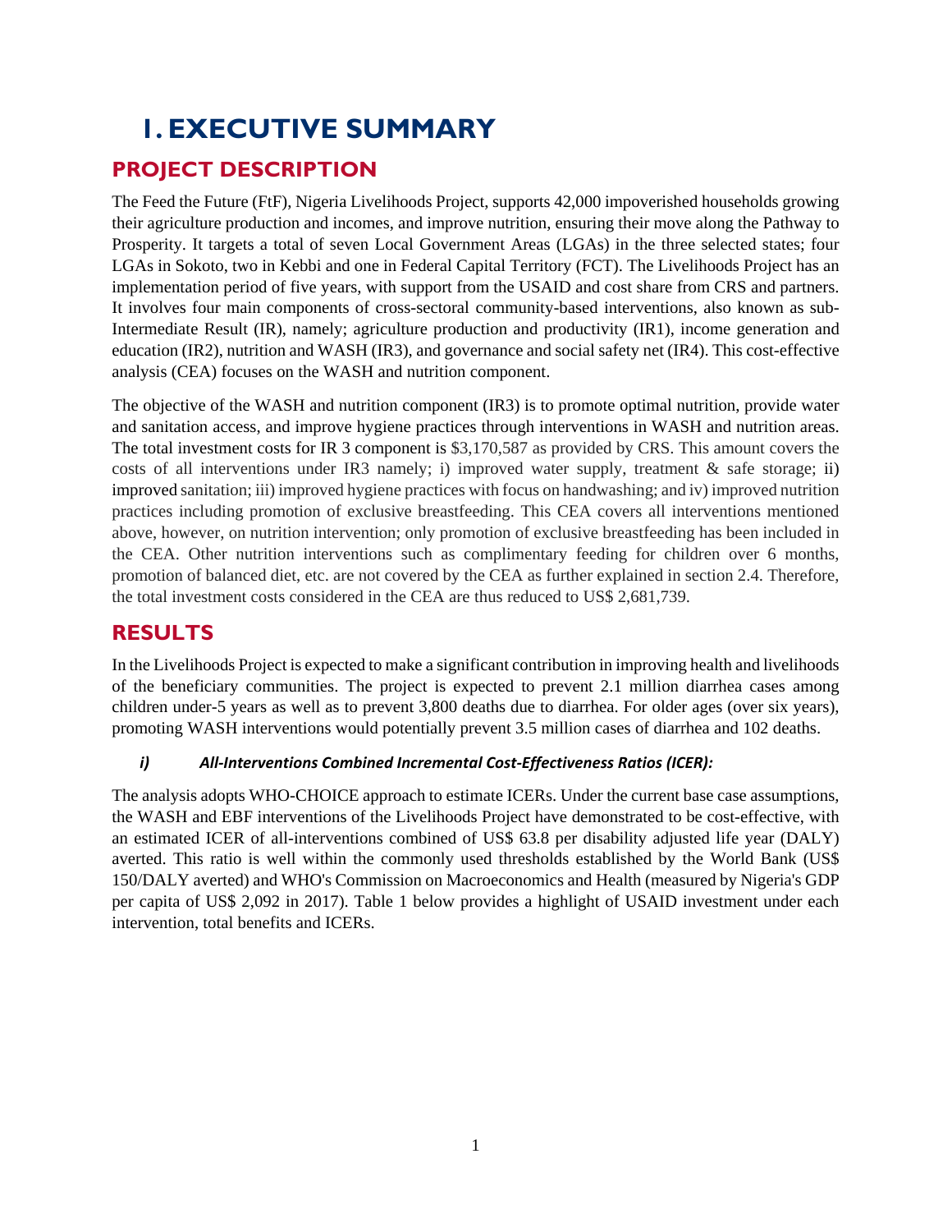# 1. EXECUTIVE SUMMARY

## PROJECT DESCRIPTION

The Feed the Future (FtF), Nigeria Livelihoods Project, supports 42,000 impoverished households growing their agriculture production and incomes, and improve nutrition, ensuring their move along the Pathway to Prosperity. It targets a total of seven Local Government Areas (LGAs) in the three selected states; four LGAs in Sokoto, two in Kebbi and one in Federal Capital Territory (FCT). The Livelihoods Project has an implementation period of five years, with support from the USAID and cost share from CRS and partners. It involves four main components of cross-sectoral community-based interventions, also known as sub-Intermediate Result (IR), namely; agriculture production and productivity (IR1), income generation and education (IR2), nutrition and WASH (IR3), and governance and social safety net (IR4). This cost-effective analysis (CEA) focuses on the WASH and nutrition component.

The objective of the WASH and nutrition component (IR3) is to promote optimal nutrition, provide water and sanitation access, and improve hygiene practices through interventions in WASH and nutrition areas. The total investment costs for IR 3 component is $3,170,587 as provided by CRS. This amount covers the costs of all interventions under IR3 namely; i) improved water supply, treatment & safe storage; ii) improved sanitation; iii) improved hygiene practices with focus on handwashing; and iv) improved nutrition practices including promotion of exclusive breastfeeding. This CEA covers all interventions mentioned above, however, on nutrition intervention; only promotion of exclusive breastfeeding has been included in the CEA. Other nutrition interventions such as complimentary feeding for children over 6 months, promotion of balanced diet, etc. are not covered by the CEA as further explained in section 2.4. Therefore, the total investment costs considered in the CEA are thus reduced to US$ 2,681,739.

## RESULTS

In the Livelihoods Project is expected to make a significant contribution in improving health and livelihoods of the beneficiary communities. The project is expected to prevent 2.1 million diarrhea cases among children under-5 years as well as to prevent 3,800 deaths due to diarrhea. For older ages (over six years), promoting WASH interventions would potentially prevent 3.5 million cases of diarrhea and 102 deaths.

#### *i) All-Interventions Combined Incremental Cost-Effectiveness Ratios (ICER):*

The analysis adopts WHO-CHOICE approach to estimate ICERs. Under the current base case assumptions, the WASH and EBF interventions of the Livelihoods Project have demonstrated to be cost-effective, with an estimated ICER of all-interventions combined of US$ 63.8 per disability adjusted life year (DALY) averted. This ratio is well within the commonly used thresholds established by the World Bank (US$ 150/DALY averted) and WHO's Commission on Macroeconomics and Health (measured by Nigeria's GDP per capita of US$ 2,092 in 2017). Table 1 below provides a highlight of USAID investment under each intervention, total benefits and ICERs.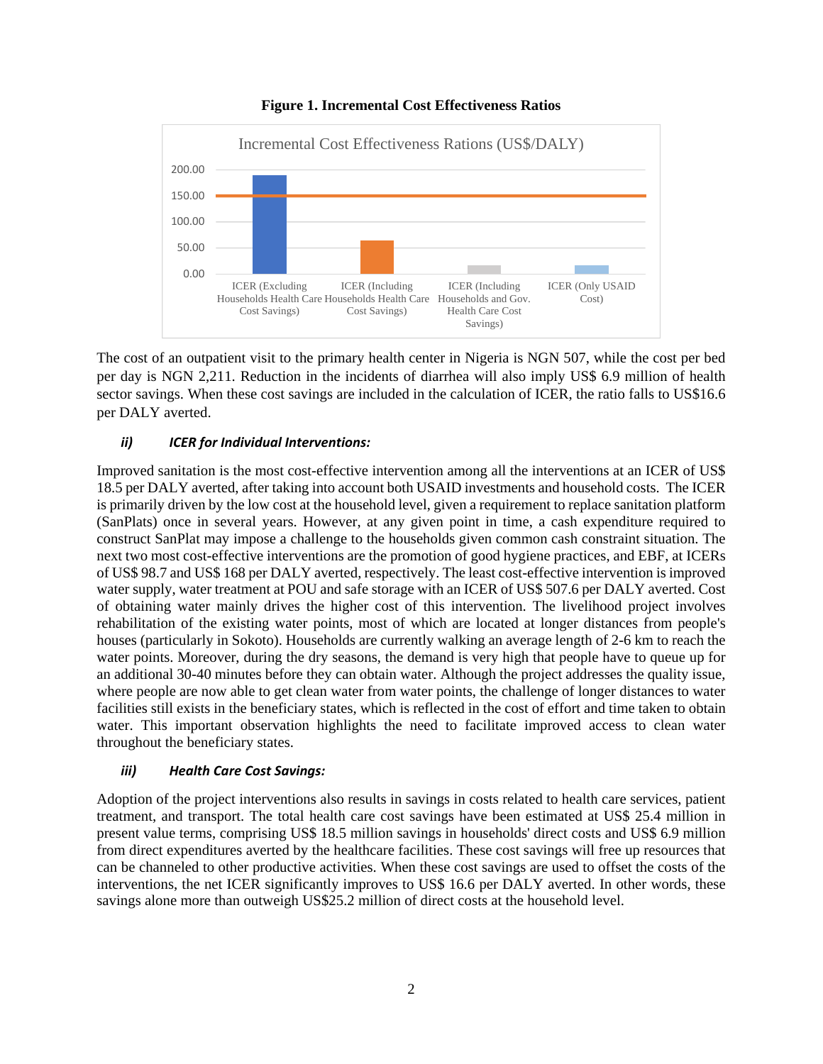**Figure 1. Incremental Cost Effectiveness Ratios**

The cost of an outpatient visit to the primary health center in Nigeria is NGN 507, while the cost per bed per day is NGN 2,211. Reduction in the incidents of diarrhea will also imply US$ 6.9 million of health sector savings. When these cost savings are included in the calculation of ICER, the ratio falls to US$16.6 per DALY averted.

***ii) ICER for Individual Interventions:***

Improved sanitation is the most cost-effective intervention among all the interventions at an ICER of US$ 18.5 per DALY averted, after taking into account both USAID investments and household costs. The ICER is primarily driven by the low cost at the household level, given a requirement to replace sanitation platform (SanPlats) once in several years. However, at any given point in time, a cash expenditure required to construct SanPlat may impose a challenge to the households given common cash constraint situation. The next two most cost-effective interventions are the promotion of good hygiene practices, and EBF, at ICERs of US$ 98.7 and US$ 168 per DALY averted, respectively. The least cost-effective intervention is improved water supply, water treatment at POU and safe storage with an ICER of US$ 507.6 per DALY averted. Cost of obtaining water mainly drives the higher cost of this intervention. The livelihood project involves rehabilitation of the existing water points, most of which are located at longer distances from people's houses (particularly in Sokoto). Households are currently walking an average length of 2-6 km to reach the water points. Moreover, during the dry seasons, the demand is very high that people have to queue up for an additional 30-40 minutes before they can obtain water. Although the project addresses the quality issue, where people are now able to get clean water from water points, the challenge of longer distances to water facilities still exists in the beneficiary states, which is reflected in the cost of effort and time taken to obtain water. This important observation highlights the need to facilitate improved access to clean water throughout the beneficiary states.

***iii) Health Care Cost Savings:***

Adoption of the project interventions also results in savings in costs related to health care services, patient treatment, and transport. The total health care cost savings have been estimated at US$ 25.4 million in present value terms, comprising US$ 18.5 million savings in households' direct costs and US$ 6.9 million from direct expenditures averted by the healthcare facilities. These cost savings will free up resources that can be channeled to other productive activities. When these cost savings are used to offset the costs of the interventions, the net ICER significantly improves to US$ 16.6 per DALY averted. In other words, these savings alone more than outweigh US$25.2 million of direct costs at the household level.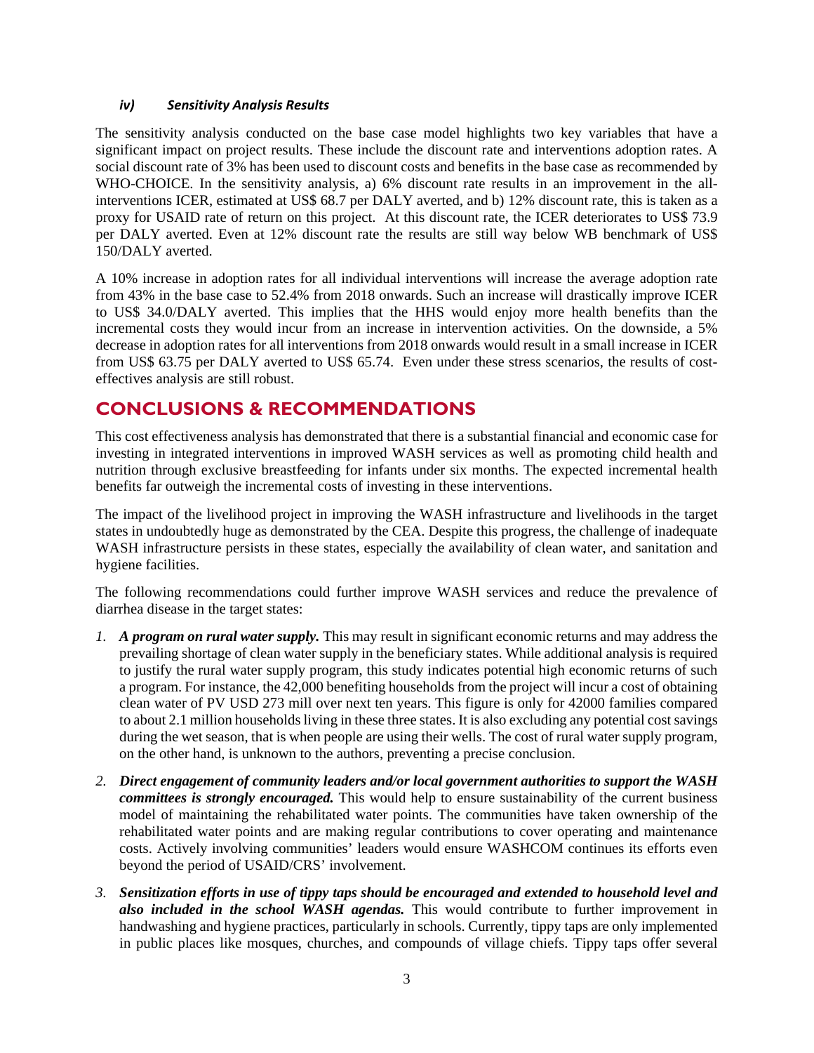#### *iv) Sensitivity Analysis Results*

The sensitivity analysis conducted on the base case model highlights two key variables that have a significant impact on project results. These include the discount rate and interventions adoption rates. A social discount rate of 3% has been used to discount costs and benefits in the base case as recommended by WHO-CHOICE. In the sensitivity analysis, a) 6% discount rate results in an improvement in the all-interventions ICER, estimated at US$ 68.7 per DALY averted, and b) 12% discount rate, this is taken as a proxy for USAID rate of return on this project. At this discount rate, the ICER deteriorates to US$ 73.9 per DALY averted. Even at 12% discount rate the results are still way below WB benchmark of US$ 150/DALY averted.

A 10% increase in adoption rates for all individual interventions will increase the average adoption rate from 43% in the base case to 52.4% from 2018 onwards. Such an increase will drastically improve ICER to US$ 34.0/DALY averted. This implies that the HHS would enjoy more health benefits than the incremental costs they would incur from an increase in intervention activities. On the downside, a 5% decrease in adoption rates for all interventions from 2018 onwards would result in a small increase in ICER from US$ 63.75 per DALY averted to US$ 65.74. Even under these stress scenarios, the results of cost-effectives analysis are still robust.

## CONCLUSIONS & RECOMMENDATIONS

This cost effectiveness analysis has demonstrated that there is a substantial financial and economic case for investing in integrated interventions in improved WASH services as well as promoting child health and nutrition through exclusive breastfeeding for infants under six months. The expected incremental health benefits far outweigh the incremental costs of investing in these interventions.

The impact of the livelihood project in improving the WASH infrastructure and livelihoods in the target states in undoubtedly huge as demonstrated by the CEA. Despite this progress, the challenge of inadequate WASH infrastructure persists in these states, especially the availability of clean water, and sanitation and hygiene facilities.

The following recommendations could further improve WASH services and reduce the prevalence of diarrhea disease in the target states:

1. ***A program on rural water supply.*** This may result in significant economic returns and may address the prevailing shortage of clean water supply in the beneficiary states. While additional analysis is required to justify the rural water supply program, this study indicates potential high economic returns of such a program. For instance, the 42,000 benefiting households from the project will incur a cost of obtaining clean water of PV USD 273 mill over next ten years. This figure is only for 42000 families compared to about 2.1 million households living in these three states. It is also excluding any potential cost savings during the wet season, that is when people are using their wells. The cost of rural water supply program, on the other hand, is unknown to the authors, preventing a precise conclusion.
2. ***Direct engagement of community leaders and/or local government authorities to support the WASH committees is strongly encouraged.*** This would help to ensure sustainability of the current business model of maintaining the rehabilitated water points. The communities have taken ownership of the rehabilitated water points and are making regular contributions to cover operating and maintenance costs. Actively involving communities' leaders would ensure WASHCOM continues its efforts even beyond the period of USAID/CRS' involvement.
3. ***Sensitization efforts in use of tippy taps should be encouraged and extended to household level and also included in the school WASH agendas.*** This would contribute to further improvement in handwashing and hygiene practices, particularly in schools. Currently, tippy taps are only implemented in public places like mosques, churches, and compounds of village chiefs. Tippy taps offer several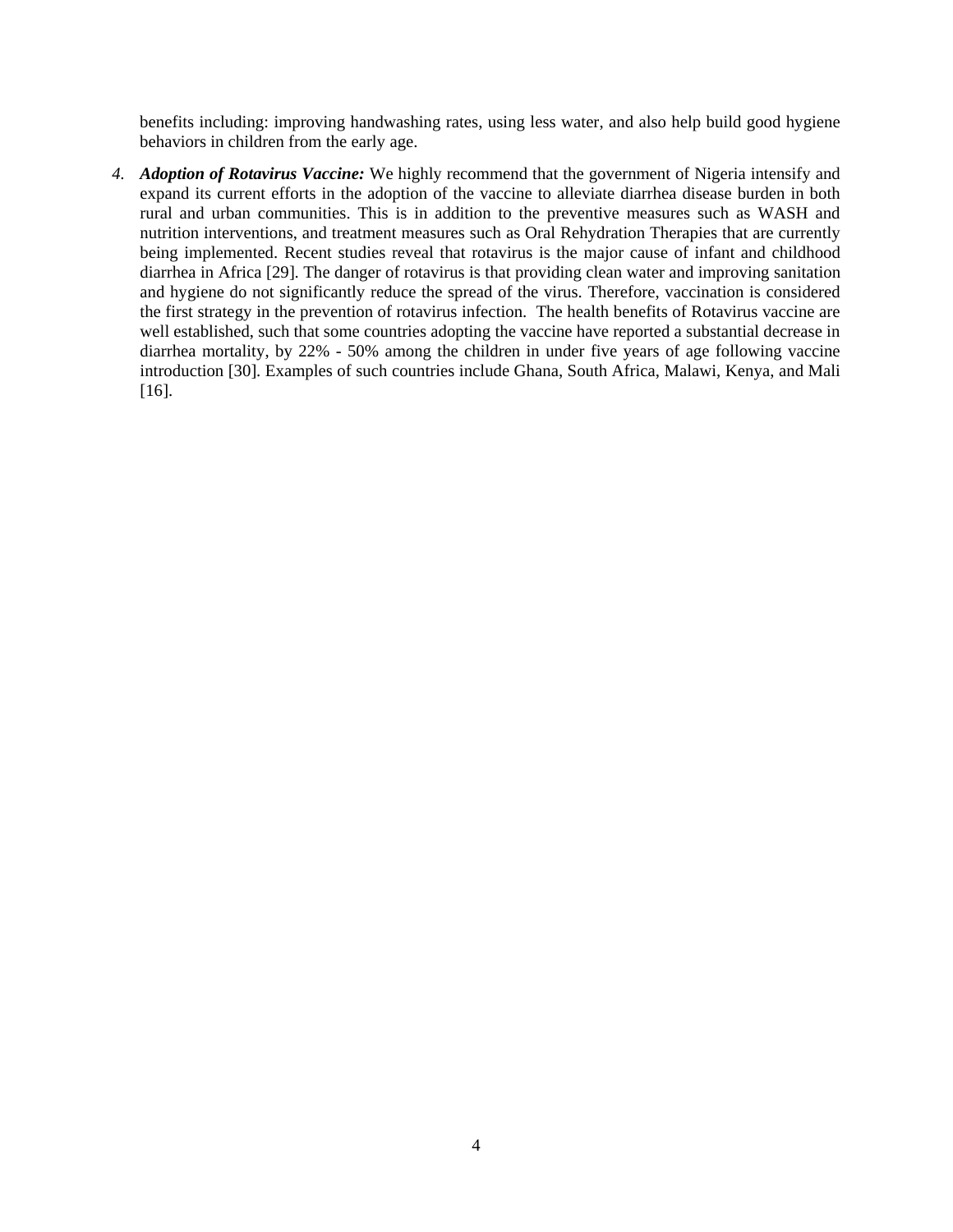benefits including: improving handwashing rates, using less water, and also help build good hygiene behaviors in children from the early age.

4. ***Adoption of Rotavirus Vaccine:*** We highly recommend that the government of Nigeria intensify and expand its current efforts in the adoption of the vaccine to alleviate diarrhea disease burden in both rural and urban communities. This is in addition to the preventive measures such as WASH and nutrition interventions, and treatment measures such as Oral Rehydration Therapies that are currently being implemented. Recent studies reveal that rotavirus is the major cause of infant and childhood diarrhea in Africa [29]. The danger of rotavirus is that providing clean water and improving sanitation and hygiene do not significantly reduce the spread of the virus. Therefore, vaccination is considered the first strategy in the prevention of rotavirus infection. The health benefits of Rotavirus vaccine are well established, such that some countries adopting the vaccine have reported a substantial decrease in diarrhea mortality, by 22% - 50% among the children in under five years of age following vaccine introduction [30]. Examples of such countries include Ghana, South Africa, Malawi, Kenya, and Mali [16].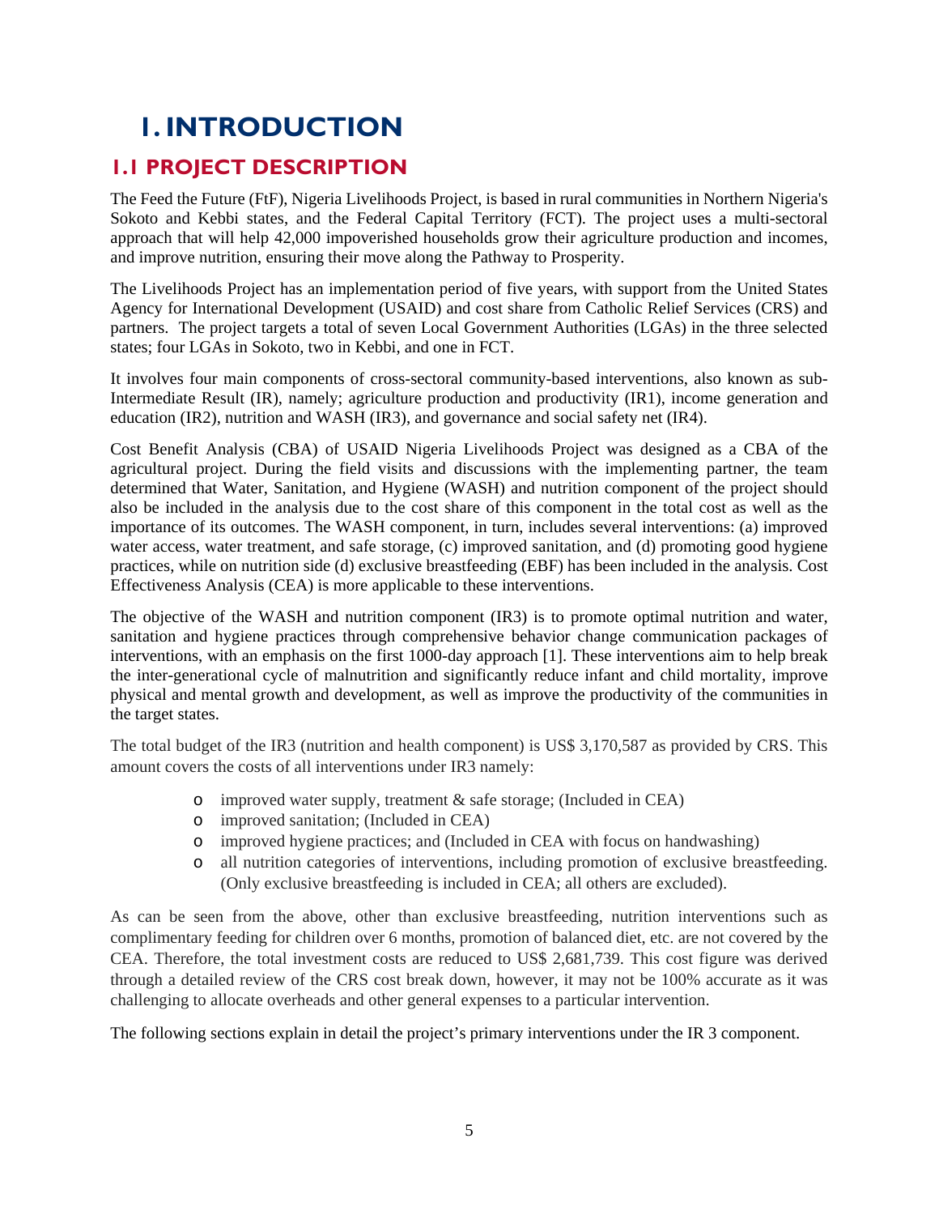# 1. INTRODUCTION

## 1.1 PROJECT DESCRIPTION

The Feed the Future (FtF), Nigeria Livelihoods Project, is based in rural communities in Northern Nigeria's Sokoto and Kebbi states, and the Federal Capital Territory (FCT). The project uses a multi-sectoral approach that will help 42,000 impoverished households grow their agriculture production and incomes, and improve nutrition, ensuring their move along the Pathway to Prosperity.

The Livelihoods Project has an implementation period of five years, with support from the United States Agency for International Development (USAID) and cost share from Catholic Relief Services (CRS) and partners. The project targets a total of seven Local Government Authorities (LGAs) in the three selected states; four LGAs in Sokoto, two in Kebbi, and one in FCT.

It involves four main components of cross-sectoral community-based interventions, also known as sub-Intermediate Result (IR), namely; agriculture production and productivity (IR1), income generation and education (IR2), nutrition and WASH (IR3), and governance and social safety net (IR4).

Cost Benefit Analysis (CBA) of USAID Nigeria Livelihoods Project was designed as a CBA of the agricultural project. During the field visits and discussions with the implementing partner, the team determined that Water, Sanitation, and Hygiene (WASH) and nutrition component of the project should also be included in the analysis due to the cost share of this component in the total cost as well as the importance of its outcomes. The WASH component, in turn, includes several interventions: (a) improved water access, water treatment, and safe storage, (c) improved sanitation, and (d) promoting good hygiene practices, while on nutrition side (d) exclusive breastfeeding (EBF) has been included in the analysis. Cost Effectiveness Analysis (CEA) is more applicable to these interventions.

The objective of the WASH and nutrition component (IR3) is to promote optimal nutrition and water, sanitation and hygiene practices through comprehensive behavior change communication packages of interventions, with an emphasis on the first 1000-day approach [1]. These interventions aim to help break the inter-generational cycle of malnutrition and significantly reduce infant and child mortality, improve physical and mental growth and development, as well as improve the productivity of the communities in the target states.

The total budget of the IR3 (nutrition and health component) is US$ 3,170,587 as provided by CRS. This amount covers the costs of all interventions under IR3 namely:

- improved water supply, treatment & safe storage; (Included in CEA)
- improved sanitation; (Included in CEA)
- improved hygiene practices; and (Included in CEA with focus on handwashing)
- all nutrition categories of interventions, including promotion of exclusive breastfeeding. (Only exclusive breastfeeding is included in CEA; all others are excluded).

As can be seen from the above, other than exclusive breastfeeding, nutrition interventions such as complimentary feeding for children over 6 months, promotion of balanced diet, etc. are not covered by the CEA. Therefore, the total investment costs are reduced to US$ 2,681,739. This cost figure was derived through a detailed review of the CRS cost break down, however, it may not be 100% accurate as it was challenging to allocate overheads and other general expenses to a particular intervention.

The following sections explain in detail the project's primary interventions under the IR 3 component.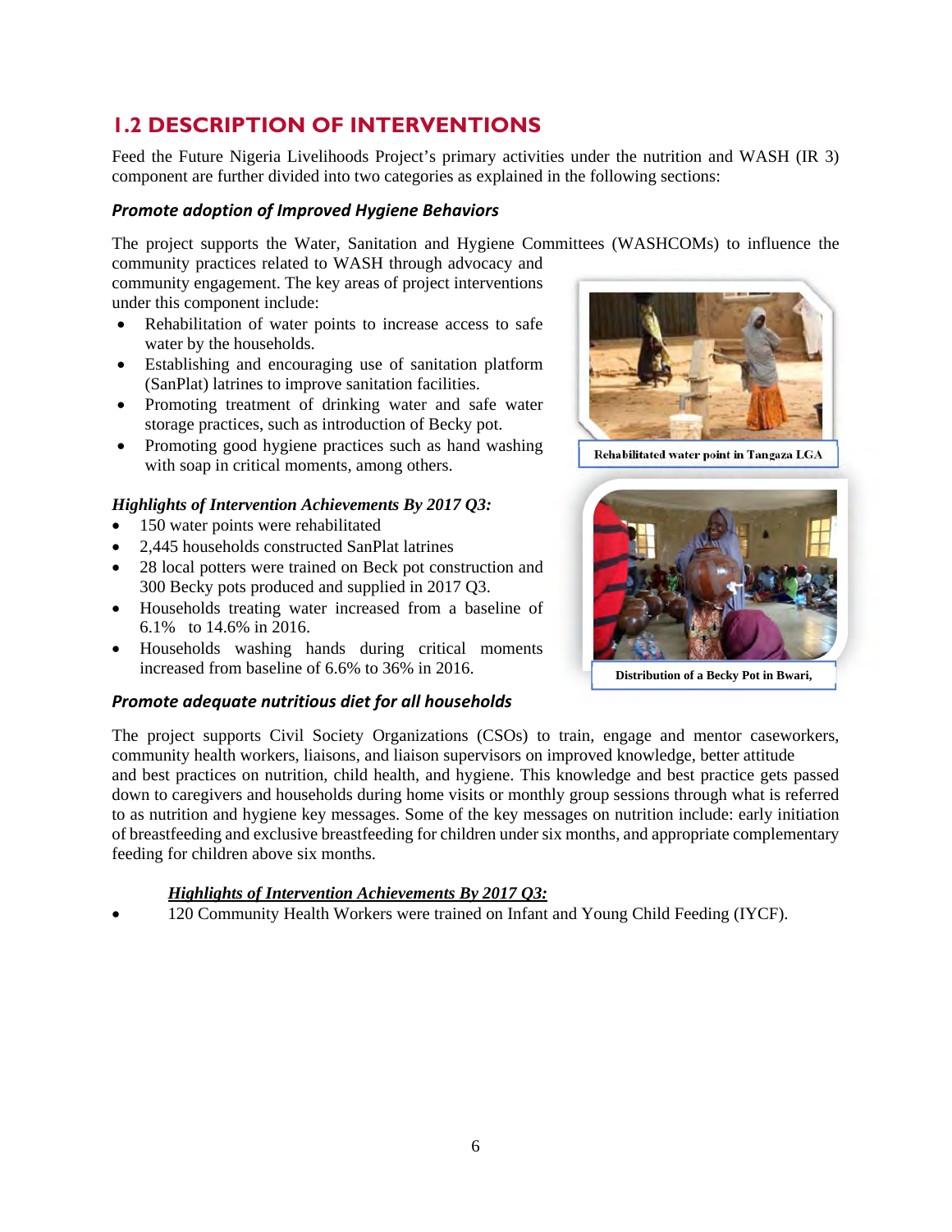## 1.2 DESCRIPTION OF INTERVENTIONS

Feed the Future Nigeria Livelihoods Project's primary activities under the nutrition and WASH (IR 3) component are further divided into two categories as explained in the following sections:

### *Promote adoption of Improved Hygiene Behaviors*

The project supports the Water, Sanitation and Hygiene Committees (WASHCOMs) to influence the community practices related to WASH through advocacy and community engagement. The key areas of project interventions under this component include:

- Rehabilitation of water points to increase access to safe water by the households.
- Establishing and encouraging use of sanitation platform (SanPlat) latrines to improve sanitation facilities.
- Promoting treatment of drinking water and safe water storage practices, such as introduction of Becky pot.
- Promoting good hygiene practices such as hand washing with soap in critical moments, among others.

Rehabilitated water point in Tangaza LGA

***Highlights of Intervention Achievements By 2017 Q3:***

- 150 water points were rehabilitated
- 2,445 households constructed SanPlat latrines
- 28 local potters were trained on Beck pot construction and 300 Becky pots produced and supplied in 2017 Q3.
- Households treating water increased from a baseline of 6.1% to 14.6% in 2016.
- Households washing hands during critical moments increased from baseline of 6.6% to 36% in 2016.

Distribution of a Becky Pot in Bwari,

### *Promote adequate nutritious diet for all households*

The project supports Civil Society Organizations (CSOs) to train, engage and mentor caseworkers, community health workers, liaisons, and liaison supervisors on improved knowledge, better attitude and best practices on nutrition, child health, and hygiene. This knowledge and best practice gets passed down to caregivers and households during home visits or monthly group sessions through what is referred to as nutrition and hygiene key messages. Some of the key messages on nutrition include: early initiation of breastfeeding and exclusive breastfeeding for children under six months, and appropriate complementary feeding for children above six months.

***<u>Highlights of Intervention Achievements By 2017 Q3:</u>***

- 120 Community Health Workers were trained on Infant and Young Child Feeding (IYCF).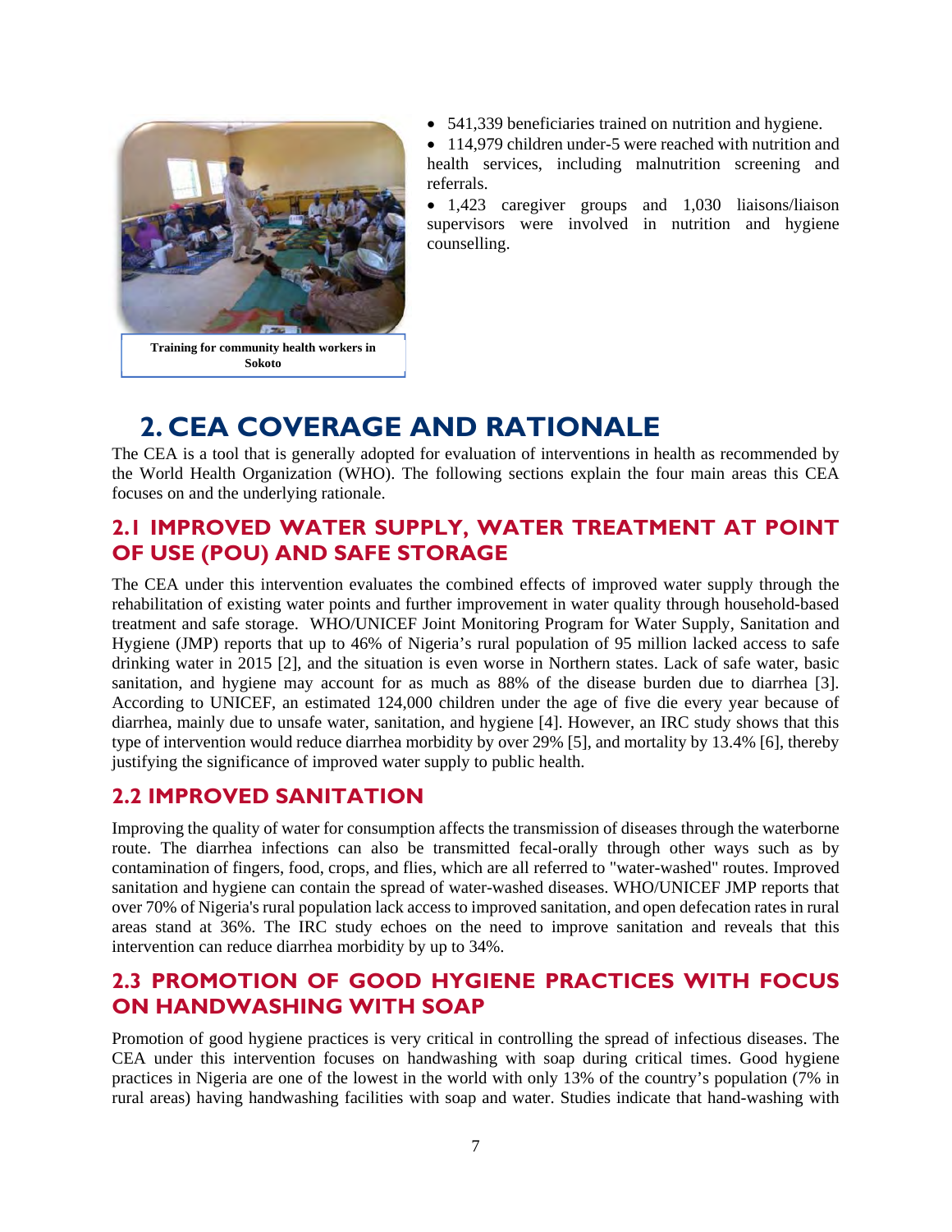- 541,339 beneficiaries trained on nutrition and hygiene.
- 114,979 children under-5 were reached with nutrition and health services, including malnutrition screening and referrals.
- 1,423 caregiver groups and 1,030 liaisons/liaison supervisors were involved in nutrition and hygiene counselling.

**Training for community health workers in Sokoto**

# 2. CEA COVERAGE AND RATIONALE

The CEA is a tool that is generally adopted for evaluation of interventions in health as recommended by the World Health Organization (WHO). The following sections explain the four main areas this CEA focuses on and the underlying rationale.

## 2.1 IMPROVED WATER SUPPLY, WATER TREATMENT AT POINT OF USE (POU) AND SAFE STORAGE

The CEA under this intervention evaluates the combined effects of improved water supply through the rehabilitation of existing water points and further improvement in water quality through household-based treatment and safe storage. WHO/UNICEF Joint Monitoring Program for Water Supply, Sanitation and Hygiene (JMP) reports that up to 46% of Nigeria's rural population of 95 million lacked access to safe drinking water in 2015 [2], and the situation is even worse in Northern states. Lack of safe water, basic sanitation, and hygiene may account for as much as 88% of the disease burden due to diarrhea [3]. According to UNICEF, an estimated 124,000 children under the age of five die every year because of diarrhea, mainly due to unsafe water, sanitation, and hygiene [4]. However, an IRC study shows that this type of intervention would reduce diarrhea morbidity by over 29% [5], and mortality by 13.4% [6], thereby justifying the significance of improved water supply to public health.

## 2.2 IMPROVED SANITATION

Improving the quality of water for consumption affects the transmission of diseases through the waterborne route. The diarrhea infections can also be transmitted fecal-orally through other ways such as by contamination of fingers, food, crops, and flies, which are all referred to "water-washed" routes. Improved sanitation and hygiene can contain the spread of water-washed diseases. WHO/UNICEF JMP reports that over 70% of Nigeria's rural population lack access to improved sanitation, and open defecation rates in rural areas stand at 36%. The IRC study echoes on the need to improve sanitation and reveals that this intervention can reduce diarrhea morbidity by up to 34%.

## 2.3 PROMOTION OF GOOD HYGIENE PRACTICES WITH FOCUS ON HANDWASHING WITH SOAP

Promotion of good hygiene practices is very critical in controlling the spread of infectious diseases. The CEA under this intervention focuses on handwashing with soap during critical times. Good hygiene practices in Nigeria are one of the lowest in the world with only 13% of the country's population (7% in rural areas) having handwashing facilities with soap and water. Studies indicate that hand-washing with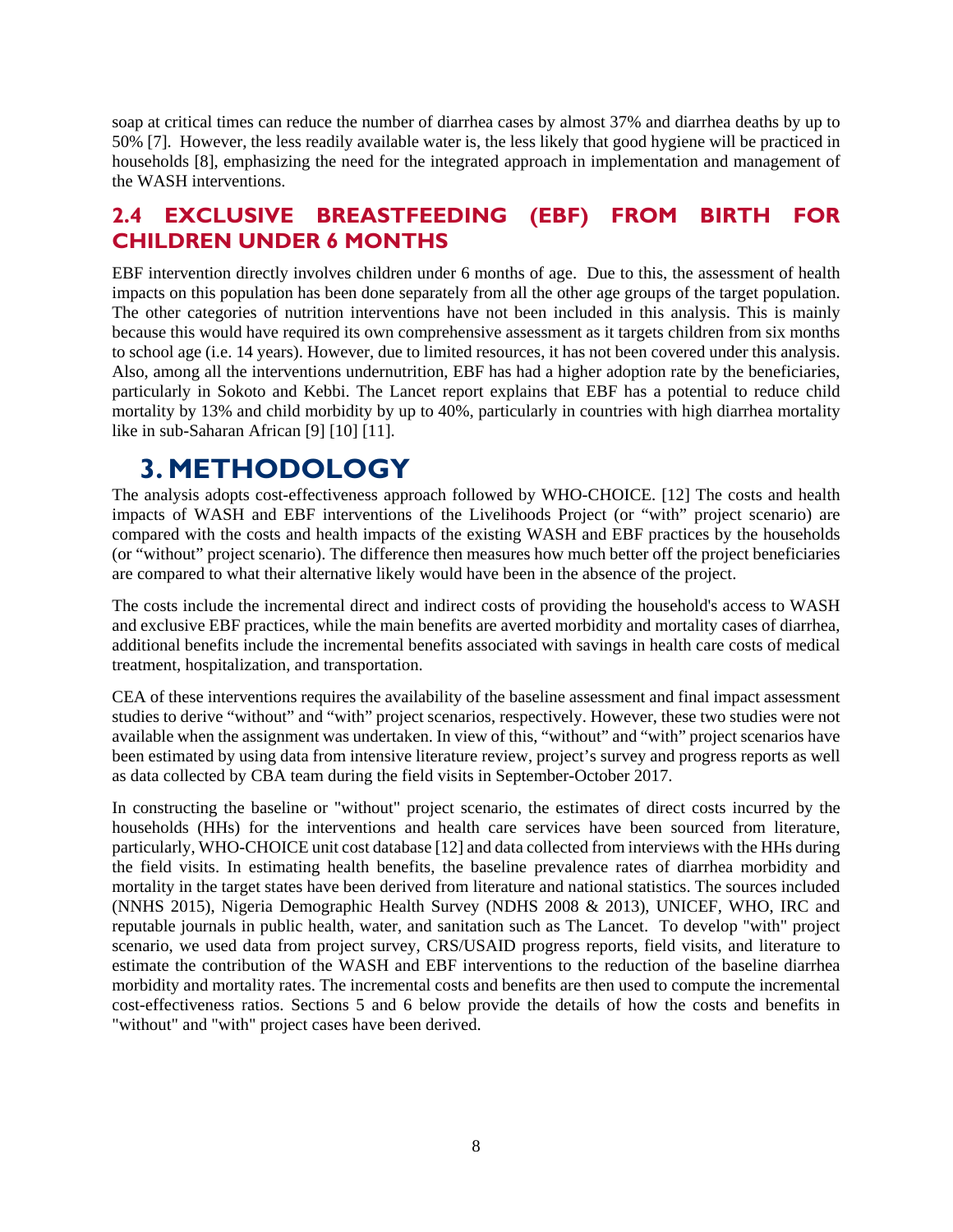soap at critical times can reduce the number of diarrhea cases by almost 37% and diarrhea deaths by up to 50% [7]. However, the less readily available water is, the less likely that good hygiene will be practiced in households [8], emphasizing the need for the integrated approach in implementation and management of the WASH interventions.

## 2.4 EXCLUSIVE BREASTFEEDING (EBF) FROM BIRTH FOR CHILDREN UNDER 6 MONTHS

EBF intervention directly involves children under 6 months of age. Due to this, the assessment of health impacts on this population has been done separately from all the other age groups of the target population. The other categories of nutrition interventions have not been included in this analysis. This is mainly because this would have required its own comprehensive assessment as it targets children from six months to school age (i.e. 14 years). However, due to limited resources, it has not been covered under this analysis. Also, among all the interventions undernutrition, EBF has had a higher adoption rate by the beneficiaries, particularly in Sokoto and Kebbi. The Lancet report explains that EBF has a potential to reduce child mortality by 13% and child morbidity by up to 40%, particularly in countries with high diarrhea mortality like in sub-Saharan African [9] [10] [11].

# 3. METHODOLOGY

The analysis adopts cost-effectiveness approach followed by WHO-CHOICE. [12] The costs and health impacts of WASH and EBF interventions of the Livelihoods Project (or "with" project scenario) are compared with the costs and health impacts of the existing WASH and EBF practices by the households (or "without" project scenario). The difference then measures how much better off the project beneficiaries are compared to what their alternative likely would have been in the absence of the project.

The costs include the incremental direct and indirect costs of providing the household's access to WASH and exclusive EBF practices, while the main benefits are averted morbidity and mortality cases of diarrhea, additional benefits include the incremental benefits associated with savings in health care costs of medical treatment, hospitalization, and transportation.

CEA of these interventions requires the availability of the baseline assessment and final impact assessment studies to derive "without" and "with" project scenarios, respectively. However, these two studies were not available when the assignment was undertaken. In view of this, "without" and "with" project scenarios have been estimated by using data from intensive literature review, project's survey and progress reports as well as data collected by CBA team during the field visits in September-October 2017.

In constructing the baseline or "without" project scenario, the estimates of direct costs incurred by the households (HHs) for the interventions and health care services have been sourced from literature, particularly, WHO-CHOICE unit cost database [12] and data collected from interviews with the HHs during the field visits. In estimating health benefits, the baseline prevalence rates of diarrhea morbidity and mortality in the target states have been derived from literature and national statistics. The sources included (NNHS 2015), Nigeria Demographic Health Survey (NDHS 2008 & 2013), UNICEF, WHO, IRC and reputable journals in public health, water, and sanitation such as The Lancet. To develop "with" project scenario, we used data from project survey, CRS/USAID progress reports, field visits, and literature to estimate the contribution of the WASH and EBF interventions to the reduction of the baseline diarrhea morbidity and mortality rates. The incremental costs and benefits are then used to compute the incremental cost-effectiveness ratios. Sections 5 and 6 below provide the details of how the costs and benefits in "without" and "with" project cases have been derived.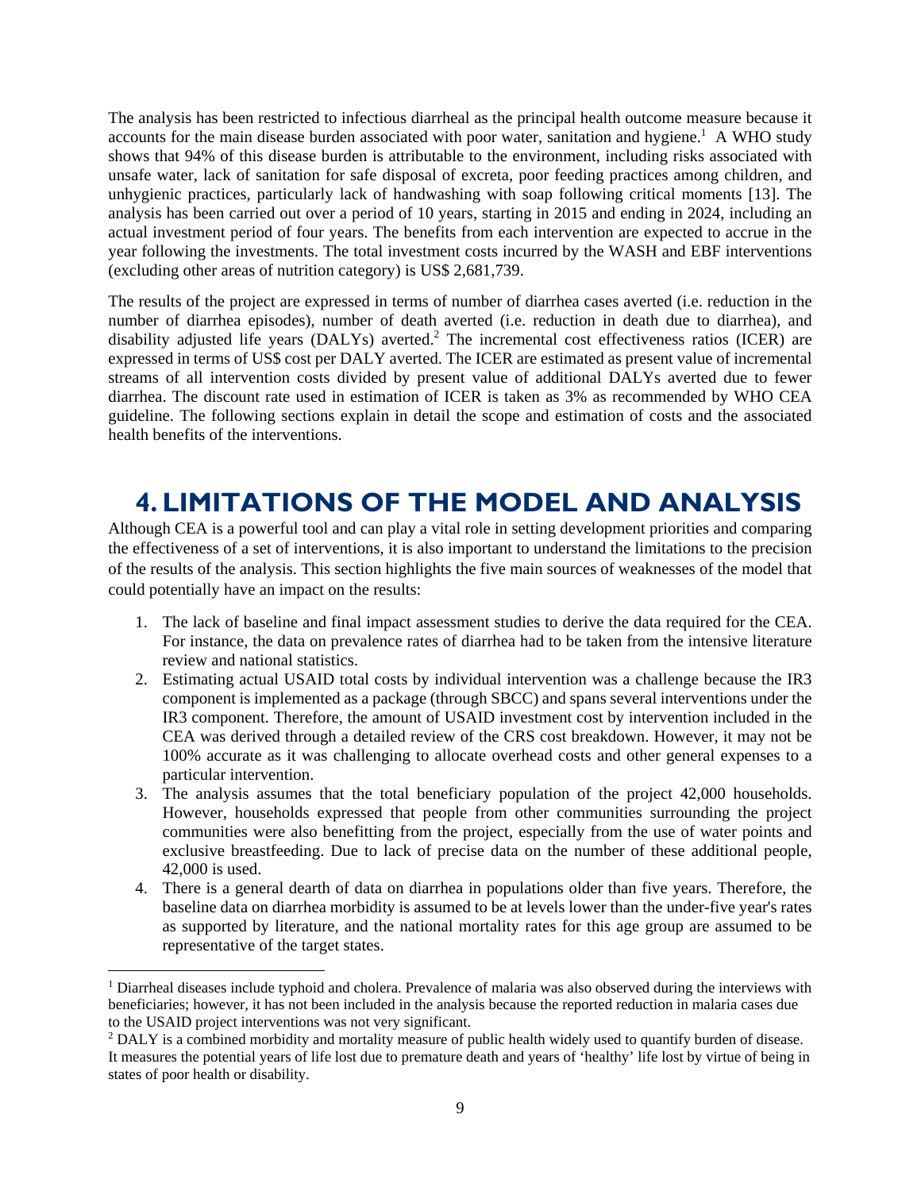The analysis has been restricted to infectious diarrheal as the principal health outcome measure because it accounts for the main disease burden associated with poor water, sanitation and hygiene.[1] A WHO study shows that 94% of this disease burden is attributable to the environment, including risks associated with unsafe water, lack of sanitation for safe disposal of excreta, poor feeding practices among children, and unhygienic practices, particularly lack of handwashing with soap following critical moments [13]. The analysis has been carried out over a period of 10 years, starting in 2015 and ending in 2024, including an actual investment period of four years. The benefits from each intervention are expected to accrue in the year following the investments. The total investment costs incurred by the WASH and EBF interventions (excluding other areas of nutrition category) is US$ 2,681,739.

The results of the project are expressed in terms of number of diarrhea cases averted (i.e. reduction in the number of diarrhea episodes), number of death averted (i.e. reduction in death due to diarrhea), and disability adjusted life years (DALYs) averted.[2] The incremental cost effectiveness ratios (ICER) are expressed in terms of US$ cost per DALY averted. The ICER are estimated as present value of incremental streams of all intervention costs divided by present value of additional DALYs averted due to fewer diarrhea. The discount rate used in estimation of ICER is taken as 3% as recommended by WHO CEA guideline. The following sections explain in detail the scope and estimation of costs and the associated health benefits of the interventions.

# 4. LIMITATIONS OF THE MODEL AND ANALYSIS

Although CEA is a powerful tool and can play a vital role in setting development priorities and comparing the effectiveness of a set of interventions, it is also important to understand the limitations to the precision of the results of the analysis. This section highlights the five main sources of weaknesses of the model that could potentially have an impact on the results:

1. The lack of baseline and final impact assessment studies to derive the data required for the CEA. For instance, the data on prevalence rates of diarrhea had to be taken from the intensive literature review and national statistics.
2. Estimating actual USAID total costs by individual intervention was a challenge because the IR3 component is implemented as a package (through SBCC) and spans several interventions under the IR3 component. Therefore, the amount of USAID investment cost by intervention included in the CEA was derived through a detailed review of the CRS cost breakdown. However, it may not be 100% accurate as it was challenging to allocate overhead costs and other general expenses to a particular intervention.
3. The analysis assumes that the total beneficiary population of the project 42,000 households. However, households expressed that people from other communities surrounding the project communities were also benefitting from the project, especially from the use of water points and exclusive breastfeeding. Due to lack of precise data on the number of these additional people, 42,000 is used.
4. There is a general dearth of data on diarrhea in populations older than five years. Therefore, the baseline data on diarrhea morbidity is assumed to be at levels lower than the under-five year's rates as supported by literature, and the national mortality rates for this age group are assumed to be representative of the target states.

[1] Diarrheal diseases include typhoid and cholera. Prevalence of malaria was also observed during the interviews with beneficiaries; however, it has not been included in the analysis because the reported reduction in malaria cases due to the USAID project interventions was not very significant.

[2] DALY is a combined morbidity and mortality measure of public health widely used to quantify burden of disease. It measures the potential years of life lost due to premature death and years of 'healthy' life lost by virtue of being in states of poor health or disability.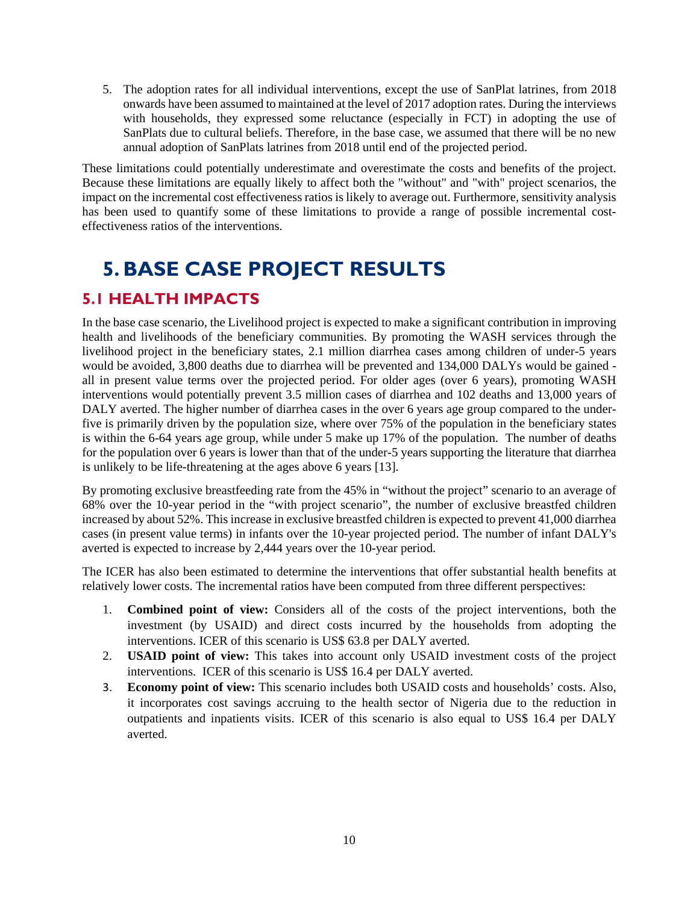5. The adoption rates for all individual interventions, except the use of SanPlat latrines, from 2018 onwards have been assumed to maintained at the level of 2017 adoption rates. During the interviews with households, they expressed some reluctance (especially in FCT) in adopting the use of SanPlats due to cultural beliefs. Therefore, in the base case, we assumed that there will be no new annual adoption of SanPlats latrines from 2018 until end of the projected period.

These limitations could potentially underestimate and overestimate the costs and benefits of the project. Because these limitations are equally likely to affect both the "without" and "with" project scenarios, the impact on the incremental cost effectiveness ratios is likely to average out. Furthermore, sensitivity analysis has been used to quantify some of these limitations to provide a range of possible incremental cost-effectiveness ratios of the interventions.

# 5. BASE CASE PROJECT RESULTS

## 5.1 HEALTH IMPACTS

In the base case scenario, the Livelihood project is expected to make a significant contribution in improving health and livelihoods of the beneficiary communities. By promoting the WASH services through the livelihood project in the beneficiary states, 2.1 million diarrhea cases among children of under-5 years would be avoided, 3,800 deaths due to diarrhea will be prevented and 134,000 DALYs would be gained - all in present value terms over the projected period. For older ages (over 6 years), promoting WASH interventions would potentially prevent 3.5 million cases of diarrhea and 102 deaths and 13,000 years of DALY averted. The higher number of diarrhea cases in the over 6 years age group compared to the under-five is primarily driven by the population size, where over 75% of the population in the beneficiary states is within the 6-64 years age group, while under 5 make up 17% of the population. The number of deaths for the population over 6 years is lower than that of the under-5 years supporting the literature that diarrhea is unlikely to be life-threatening at the ages above 6 years [13].

By promoting exclusive breastfeeding rate from the 45% in "without the project" scenario to an average of 68% over the 10-year period in the "with project scenario", the number of exclusive breastfed children increased by about 52%. This increase in exclusive breastfed children is expected to prevent 41,000 diarrhea cases (in present value terms) in infants over the 10-year projected period. The number of infant DALY's averted is expected to increase by 2,444 years over the 10-year period.

The ICER has also been estimated to determine the interventions that offer substantial health benefits at relatively lower costs. The incremental ratios have been computed from three different perspectives:

1. **Combined point of view:** Considers all of the costs of the project interventions, both the investment (by USAID) and direct costs incurred by the households from adopting the interventions. ICER of this scenario is US$ 63.8 per DALY averted.
2. **USAID point of view:** This takes into account only USAID investment costs of the project interventions. ICER of this scenario is US$ 16.4 per DALY averted.
3. **Economy point of view:** This scenario includes both USAID costs and households' costs. Also, it incorporates cost savings accruing to the health sector of Nigeria due to the reduction in outpatients and inpatients visits. ICER of this scenario is also equal to US$ 16.4 per DALY averted.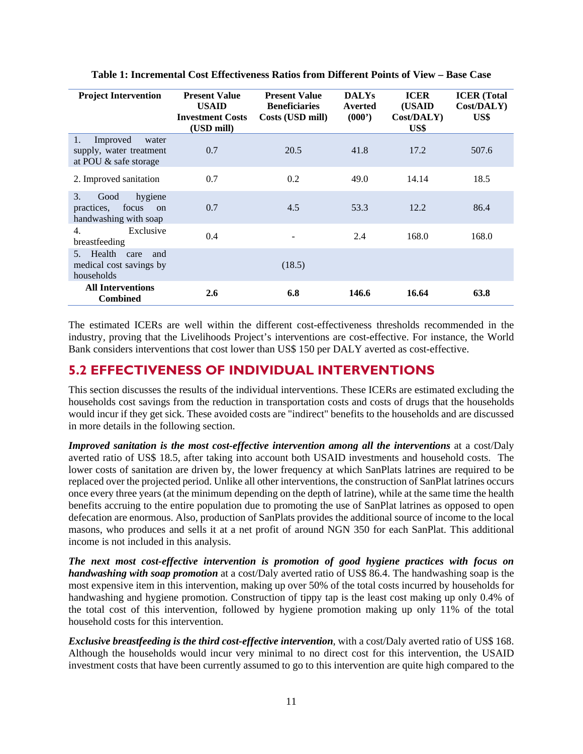**Table 1: Incremental Cost Effectiveness Ratios from Different Points of View – Base Case**

| Project Intervention | Present Value USAID Investment Costs (USD mill) | Present Value Beneficiaries Costs (USD mill) | DALYs Averted (000') | ICER (USAID Cost/DALY) US$ | ICER (Total Cost/DALY) US$ |
|---|---|---|---|---|---|
| 1. Improved water supply, water treatment at POU & safe storage | 0.7 | 20.5 | 41.8 | 17.2 | 507.6 |
| 2. Improved sanitation | 0.7 | 0.2 | 49.0 | 14.14 | 18.5 |
| 3. Good hygiene practices, focus on handwashing with soap | 0.7 | 4.5 | 53.3 | 12.2 | 86.4 |
| 4. Exclusive breastfeeding | 0.4 | - | 2.4 | 168.0 | 168.0 |
| 5. Health care and medical cost savings by households | | (18.5) | | | |
| **All Interventions Combined** | **2.6** | **6.8** | **146.6** | **16.64** | **63.8** |

The estimated ICERs are well within the different cost-effectiveness thresholds recommended in the industry, proving that the Livelihoods Project's interventions are cost-effective. For instance, the World Bank considers interventions that cost lower than US$ 150 per DALY averted as cost-effective.

## 5.2 EFFECTIVENESS OF INDIVIDUAL INTERVENTIONS

This section discusses the results of the individual interventions. These ICERs are estimated excluding the households cost savings from the reduction in transportation costs and costs of drugs that the households would incur if they get sick. These avoided costs are "indirect" benefits to the households and are discussed in more details in the following section.

***Improved sanitation is the most cost-effective intervention among all the interventions*** at a cost/Daly averted ratio of US$ 18.5, after taking into account both USAID investments and household costs. The lower costs of sanitation are driven by, the lower frequency at which SanPlats latrines are required to be replaced over the projected period. Unlike all other interventions, the construction of SanPlat latrines occurs once every three years (at the minimum depending on the depth of latrine), while at the same time the health benefits accruing to the entire population due to promoting the use of SanPlat latrines as opposed to open defecation are enormous. Also, production of SanPlats provides the additional source of income to the local masons, who produces and sells it at a net profit of around NGN 350 for each SanPlat. This additional income is not included in this analysis.

***The next most cost-effective intervention is promotion of good hygiene practices with focus on handwashing with soap promotion*** at a cost/Daly averted ratio of US$ 86.4. The handwashing soap is the most expensive item in this intervention, making up over 50% of the total costs incurred by households for handwashing and hygiene promotion. Construction of tippy tap is the least cost making up only 0.4% of the total cost of this intervention, followed by hygiene promotion making up only 11% of the total household costs for this intervention.

***Exclusive breastfeeding is the third cost-effective intervention***, with a cost/Daly averted ratio of US$ 168. Although the households would incur very minimal to no direct cost for this intervention, the USAID investment costs that have been currently assumed to go to this intervention are quite high compared to the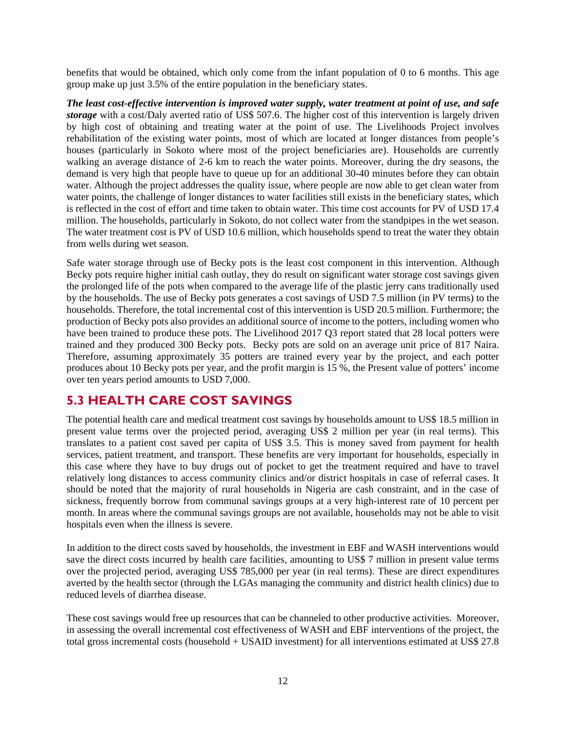benefits that would be obtained, which only come from the infant population of 0 to 6 months. This age group make up just 3.5% of the entire population in the beneficiary states.

***The least cost-effective intervention is improved water supply, water treatment at point of use, and safe storage*** with a cost/Daly averted ratio of US$ 507.6. The higher cost of this intervention is largely driven by high cost of obtaining and treating water at the point of use. The Livelihoods Project involves rehabilitation of the existing water points, most of which are located at longer distances from people's houses (particularly in Sokoto where most of the project beneficiaries are). Households are currently walking an average distance of 2-6 km to reach the water points. Moreover, during the dry seasons, the demand is very high that people have to queue up for an additional 30-40 minutes before they can obtain water. Although the project addresses the quality issue, where people are now able to get clean water from water points, the challenge of longer distances to water facilities still exists in the beneficiary states, which is reflected in the cost of effort and time taken to obtain water. This time cost accounts for PV of USD 17.4 million. The households, particularly in Sokoto, do not collect water from the standpipes in the wet season. The water treatment cost is PV of USD 10.6 million, which households spend to treat the water they obtain from wells during wet season.

Safe water storage through use of Becky pots is the least cost component in this intervention. Although Becky pots require higher initial cash outlay, they do result on significant water storage cost savings given the prolonged life of the pots when compared to the average life of the plastic jerry cans traditionally used by the households. The use of Becky pots generates a cost savings of USD 7.5 million (in PV terms) to the households. Therefore, the total incremental cost of this intervention is USD 20.5 million. Furthermore; the production of Becky pots also provides an additional source of income to the potters, including women who have been trained to produce these pots. The Livelihood 2017 Q3 report stated that 28 local potters were trained and they produced 300 Becky pots. Becky pots are sold on an average unit price of 817 Naira. Therefore, assuming approximately 35 potters are trained every year by the project, and each potter produces about 10 Becky pots per year, and the profit margin is 15 %, the Present value of potters' income over ten years period amounts to USD 7,000.

## 5.3 HEALTH CARE COST SAVINGS

The potential health care and medical treatment cost savings by households amount to US$ 18.5 million in present value terms over the projected period, averaging US$ 2 million per year (in real terms). This translates to a patient cost saved per capita of US$ 3.5. This is money saved from payment for health services, patient treatment, and transport. These benefits are very important for households, especially in this case where they have to buy drugs out of pocket to get the treatment required and have to travel relatively long distances to access community clinics and/or district hospitals in case of referral cases. It should be noted that the majority of rural households in Nigeria are cash constraint, and in the case of sickness, frequently borrow from communal savings groups at a very high-interest rate of 10 percent per month. In areas where the communal savings groups are not available, households may not be able to visit hospitals even when the illness is severe.

In addition to the direct costs saved by households, the investment in EBF and WASH interventions would save the direct costs incurred by health care facilities, amounting to US$ 7 million in present value terms over the projected period, averaging US$ 785,000 per year (in real terms). These are direct expenditures averted by the health sector (through the LGAs managing the community and district health clinics) due to reduced levels of diarrhea disease.

These cost savings would free up resources that can be channeled to other productive activities. Moreover, in assessing the overall incremental cost effectiveness of WASH and EBF interventions of the project, the total gross incremental costs (household + USAID investment) for all interventions estimated at US$ 27.8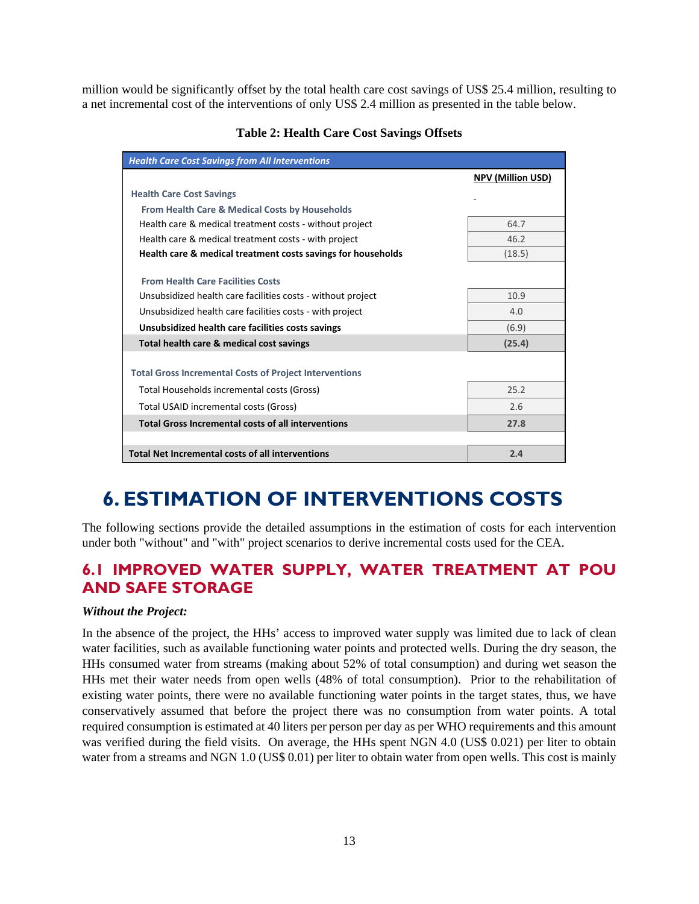million would be significantly offset by the total health care cost savings of US$ 25.4 million, resulting to a net incremental cost of the interventions of only US$ 2.4 million as presented in the table below.

**Table 2: Health Care Cost Savings Offsets**

| *Health Care Cost Savings from All Interventions* | |
|---|---|
| | **NPV (Million USD)** |
| **Health Care Cost Savings** | - |
| **From Health Care & Medical Costs by Households** | |
| Health care & medical treatment costs - without project | 64.7 |
| Health care & medical treatment costs - with project | 46.2 |
| **Health care & medical treatment costs savings for households** | (18.5) |
| | |
| **From Health Care Facilities Costs** | |
| Unsubsidized health care facilities costs - without project | 10.9 |
| Unsubsidized health care facilities costs - with project | 4.0 |
| **Unsubsidized health care facilities costs savings** | (6.9) |
| **Total health care & medical cost savings** | **(25.4)** |
| | |
| **Total Gross Incremental Costs of Project Interventions** | |
| Total Households incremental costs (Gross) | 25.2 |
| Total USAID incremental costs (Gross) | 2.6 |
| **Total Gross Incremental costs of all interventions** | **27.8** |
| | |
| **Total Net Incremental costs of all interventions** | **2.4** |

# 6. ESTIMATION OF INTERVENTIONS COSTS

The following sections provide the detailed assumptions in the estimation of costs for each intervention under both "without" and "with" project scenarios to derive incremental costs used for the CEA.

## 6.1 IMPROVED WATER SUPPLY, WATER TREATMENT AT POU AND SAFE STORAGE

***Without the Project:***

In the absence of the project, the HHs' access to improved water supply was limited due to lack of clean water facilities, such as available functioning water points and protected wells. During the dry season, the HHs consumed water from streams (making about 52% of total consumption) and during wet season the HHs met their water needs from open wells (48% of total consumption). Prior to the rehabilitation of existing water points, there were no available functioning water points in the target states, thus, we have conservatively assumed that before the project there was no consumption from water points. A total required consumption is estimated at 40 liters per person per day as per WHO requirements and this amount was verified during the field visits. On average, the HHs spent NGN 4.0 (US$ 0.021) per liter to obtain water from a streams and NGN 1.0 (US$ 0.01) per liter to obtain water from open wells. This cost is mainly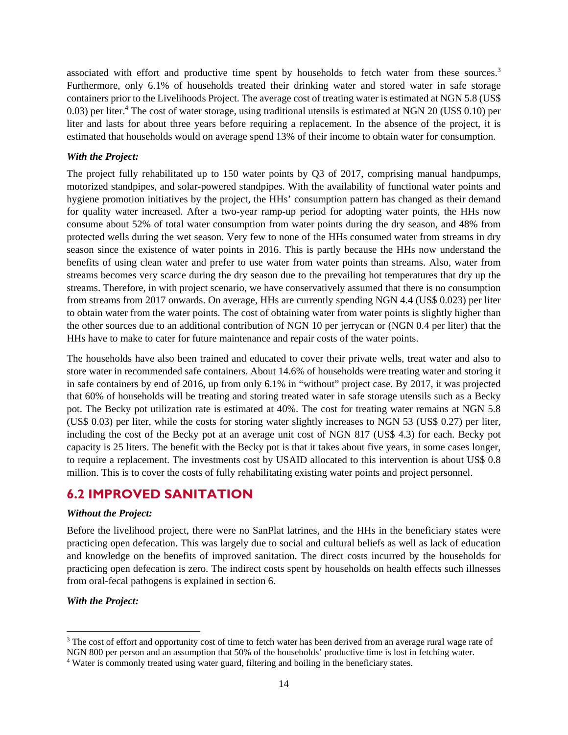associated with effort and productive time spent by households to fetch water from these sources.[3] Furthermore, only 6.1% of households treated their drinking water and stored water in safe storage containers prior to the Livelihoods Project. The average cost of treating water is estimated at NGN 5.8 (US$ 0.03) per liter.[4] The cost of water storage, using traditional utensils is estimated at NGN 20 (US$ 0.10) per liter and lasts for about three years before requiring a replacement. In the absence of the project, it is estimated that households would on average spend 13% of their income to obtain water for consumption.

***With the Project:***

The project fully rehabilitated up to 150 water points by Q3 of 2017, comprising manual handpumps, motorized standpipes, and solar-powered standpipes. With the availability of functional water points and hygiene promotion initiatives by the project, the HHs' consumption pattern has changed as their demand for quality water increased. After a two-year ramp-up period for adopting water points, the HHs now consume about 52% of total water consumption from water points during the dry season, and 48% from protected wells during the wet season. Very few to none of the HHs consumed water from streams in dry season since the existence of water points in 2016. This is partly because the HHs now understand the benefits of using clean water and prefer to use water from water points than streams. Also, water from streams becomes very scarce during the dry season due to the prevailing hot temperatures that dry up the streams. Therefore, in with project scenario, we have conservatively assumed that there is no consumption from streams from 2017 onwards. On average, HHs are currently spending NGN 4.4 (US$ 0.023) per liter to obtain water from the water points. The cost of obtaining water from water points is slightly higher than the other sources due to an additional contribution of NGN 10 per jerrycan or (NGN 0.4 per liter) that the HHs have to make to cater for future maintenance and repair costs of the water points.

The households have also been trained and educated to cover their private wells, treat water and also to store water in recommended safe containers. About 14.6% of households were treating water and storing it in safe containers by end of 2016, up from only 6.1% in "without" project case. By 2017, it was projected that 60% of households will be treating and storing treated water in safe storage utensils such as a Becky pot. The Becky pot utilization rate is estimated at 40%. The cost for treating water remains at NGN 5.8 (US$ 0.03) per liter, while the costs for storing water slightly increases to NGN 53 (US$ 0.27) per liter, including the cost of the Becky pot at an average unit cost of NGN 817 (US$ 4.3) for each. Becky pot capacity is 25 liters. The benefit with the Becky pot is that it takes about five years, in some cases longer, to require a replacement. The investments cost by USAID allocated to this intervention is about US$ 0.8 million. This is to cover the costs of fully rehabilitating existing water points and project personnel.

## 6.2 IMPROVED SANITATION

***Without the Project:***

Before the livelihood project, there were no SanPlat latrines, and the HHs in the beneficiary states were practicing open defecation. This was largely due to social and cultural beliefs as well as lack of education and knowledge on the benefits of improved sanitation. The direct costs incurred by the households for practicing open defecation is zero. The indirect costs spent by households on health effects such illnesses from oral-fecal pathogens is explained in section 6.

***With the Project:***

---

[3] The cost of effort and opportunity cost of time to fetch water has been derived from an average rural wage rate of NGN 800 per person and an assumption that 50% of the households' productive time is lost in fetching water.

[4] Water is commonly treated using water guard, filtering and boiling in the beneficiary states.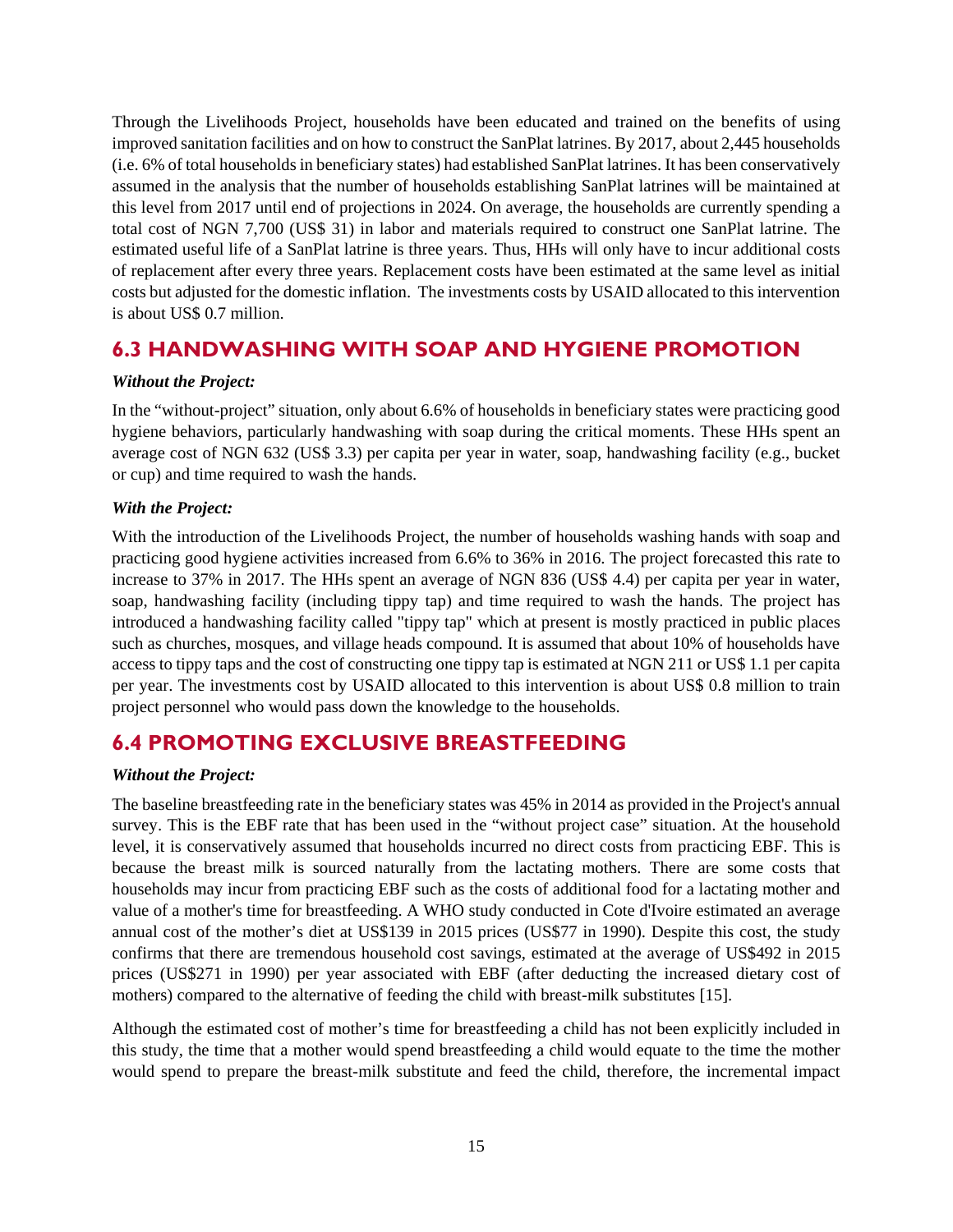Through the Livelihoods Project, households have been educated and trained on the benefits of using improved sanitation facilities and on how to construct the SanPlat latrines. By 2017, about 2,445 households (i.e. 6% of total households in beneficiary states) had established SanPlat latrines. It has been conservatively assumed in the analysis that the number of households establishing SanPlat latrines will be maintained at this level from 2017 until end of projections in 2024. On average, the households are currently spending a total cost of NGN 7,700 (US$ 31) in labor and materials required to construct one SanPlat latrine. The estimated useful life of a SanPlat latrine is three years. Thus, HHs will only have to incur additional costs of replacement after every three years. Replacement costs have been estimated at the same level as initial costs but adjusted for the domestic inflation. The investments costs by USAID allocated to this intervention is about US$ 0.7 million.

## 6.3 HANDWASHING WITH SOAP AND HYGIENE PROMOTION

***Without the Project:***

In the "without-project" situation, only about 6.6% of households in beneficiary states were practicing good hygiene behaviors, particularly handwashing with soap during the critical moments. These HHs spent an average cost of NGN 632 (US$ 3.3) per capita per year in water, soap, handwashing facility (e.g., bucket or cup) and time required to wash the hands.

***With the Project:***

With the introduction of the Livelihoods Project, the number of households washing hands with soap and practicing good hygiene activities increased from 6.6% to 36% in 2016. The project forecasted this rate to increase to 37% in 2017. The HHs spent an average of NGN 836 (US$ 4.4) per capita per year in water, soap, handwashing facility (including tippy tap) and time required to wash the hands. The project has introduced a handwashing facility called "tippy tap" which at present is mostly practiced in public places such as churches, mosques, and village heads compound. It is assumed that about 10% of households have access to tippy taps and the cost of constructing one tippy tap is estimated at NGN 211 or US$ 1.1 per capita per year. The investments cost by USAID allocated to this intervention is about US$ 0.8 million to train project personnel who would pass down the knowledge to the households.

## 6.4 PROMOTING EXCLUSIVE BREASTFEEDING

***Without the Project:***

The baseline breastfeeding rate in the beneficiary states was 45% in 2014 as provided in the Project's annual survey. This is the EBF rate that has been used in the "without project case" situation. At the household level, it is conservatively assumed that households incurred no direct costs from practicing EBF. This is because the breast milk is sourced naturally from the lactating mothers. There are some costs that households may incur from practicing EBF such as the costs of additional food for a lactating mother and value of a mother's time for breastfeeding. A WHO study conducted in Cote d'Ivoire estimated an average annual cost of the mother's diet at US$139 in 2015 prices (US$77 in 1990). Despite this cost, the study confirms that there are tremendous household cost savings, estimated at the average of US$492 in 2015 prices (US$271 in 1990) per year associated with EBF (after deducting the increased dietary cost of mothers) compared to the alternative of feeding the child with breast-milk substitutes [15].

Although the estimated cost of mother's time for breastfeeding a child has not been explicitly included in this study, the time that a mother would spend breastfeeding a child would equate to the time the mother would spend to prepare the breast-milk substitute and feed the child, therefore, the incremental impact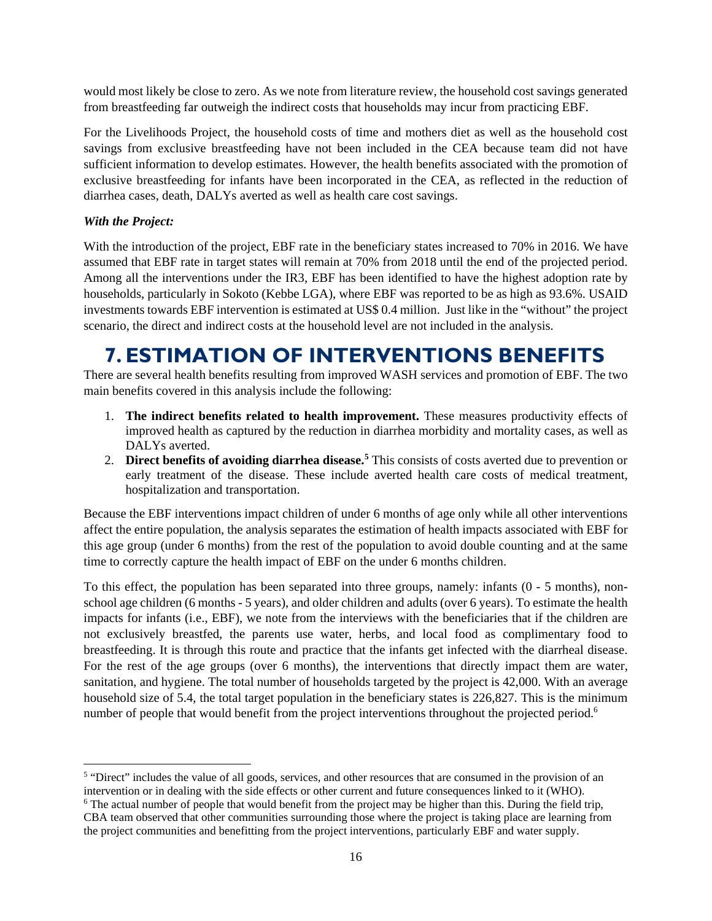would most likely be close to zero. As we note from literature review, the household cost savings generated from breastfeeding far outweigh the indirect costs that households may incur from practicing EBF.

For the Livelihoods Project, the household costs of time and mothers diet as well as the household cost savings from exclusive breastfeeding have not been included in the CEA because team did not have sufficient information to develop estimates. However, the health benefits associated with the promotion of exclusive breastfeeding for infants have been incorporated in the CEA, as reflected in the reduction of diarrhea cases, death, DALYs averted as well as health care cost savings.

***With the Project:***

With the introduction of the project, EBF rate in the beneficiary states increased to 70% in 2016. We have assumed that EBF rate in target states will remain at 70% from 2018 until the end of the projected period. Among all the interventions under the IR3, EBF has been identified to have the highest adoption rate by households, particularly in Sokoto (Kebbe LGA), where EBF was reported to be as high as 93.6%. USAID investments towards EBF intervention is estimated at US$ 0.4 million. Just like in the "without" the project scenario, the direct and indirect costs at the household level are not included in the analysis.

# 7. ESTIMATION OF INTERVENTIONS BENEFITS

There are several health benefits resulting from improved WASH services and promotion of EBF. The two main benefits covered in this analysis include the following:

1. **The indirect benefits related to health improvement.** These measures productivity effects of improved health as captured by the reduction in diarrhea morbidity and mortality cases, as well as DALYs averted.
2. **Direct benefits of avoiding diarrhea disease.**[5] This consists of costs averted due to prevention or early treatment of the disease. These include averted health care costs of medical treatment, hospitalization and transportation.

Because the EBF interventions impact children of under 6 months of age only while all other interventions affect the entire population, the analysis separates the estimation of health impacts associated with EBF for this age group (under 6 months) from the rest of the population to avoid double counting and at the same time to correctly capture the health impact of EBF on the under 6 months children.

To this effect, the population has been separated into three groups, namely: infants (0 - 5 months), non-school age children (6 months - 5 years), and older children and adults (over 6 years). To estimate the health impacts for infants (i.e., EBF), we note from the interviews with the beneficiaries that if the children are not exclusively breastfed, the parents use water, herbs, and local food as complimentary food to breastfeeding. It is through this route and practice that the infants get infected with the diarrheal disease. For the rest of the age groups (over 6 months), the interventions that directly impact them are water, sanitation, and hygiene. The total number of households targeted by the project is 42,000. With an average household size of 5.4, the total target population in the beneficiary states is 226,827. This is the minimum number of people that would benefit from the project interventions throughout the projected period.[6]

---

[5] "Direct" includes the value of all goods, services, and other resources that are consumed in the provision of an intervention or in dealing with the side effects or other current and future consequences linked to it (WHO).

[6] The actual number of people that would benefit from the project may be higher than this. During the field trip, CBA team observed that other communities surrounding those where the project is taking place are learning from the project communities and benefitting from the project interventions, particularly EBF and water supply.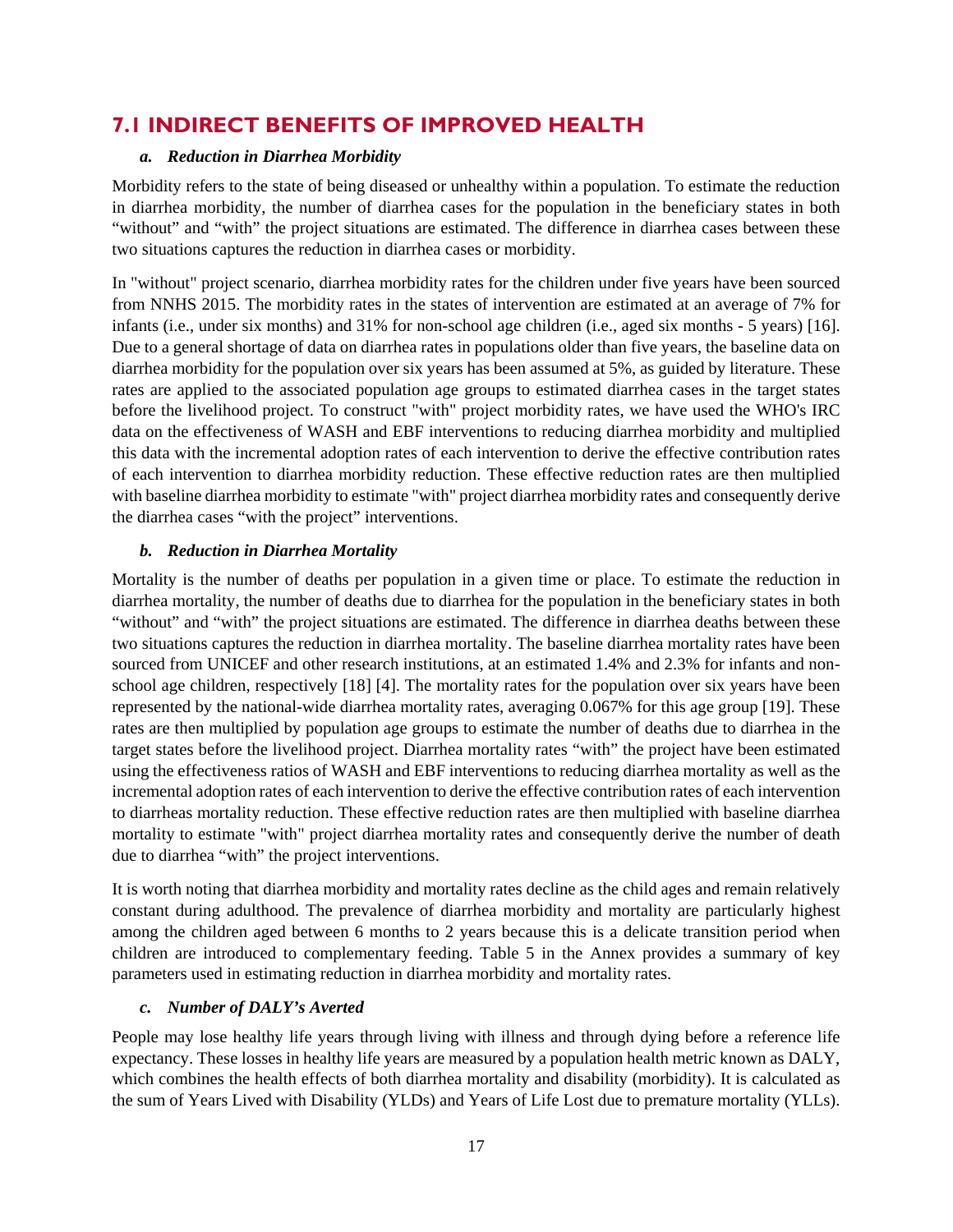## 7.1 INDIRECT BENEFITS OF IMPROVED HEALTH

#### *a. Reduction in Diarrhea Morbidity*

Morbidity refers to the state of being diseased or unhealthy within a population. To estimate the reduction in diarrhea morbidity, the number of diarrhea cases for the population in the beneficiary states in both "without" and "with" the project situations are estimated. The difference in diarrhea cases between these two situations captures the reduction in diarrhea cases or morbidity.

In "without" project scenario, diarrhea morbidity rates for the children under five years have been sourced from NNHS 2015. The morbidity rates in the states of intervention are estimated at an average of 7% for infants (i.e., under six months) and 31% for non-school age children (i.e., aged six months - 5 years) [16]. Due to a general shortage of data on diarrhea rates in populations older than five years, the baseline data on diarrhea morbidity for the population over six years has been assumed at 5%, as guided by literature. These rates are applied to the associated population age groups to estimated diarrhea cases in the target states before the livelihood project. To construct "with" project morbidity rates, we have used the WHO's IRC data on the effectiveness of WASH and EBF interventions to reducing diarrhea morbidity and multiplied this data with the incremental adoption rates of each intervention to derive the effective contribution rates of each intervention to diarrhea morbidity reduction. These effective reduction rates are then multiplied with baseline diarrhea morbidity to estimate "with" project diarrhea morbidity rates and consequently derive the diarrhea cases "with the project" interventions.

#### *b. Reduction in Diarrhea Mortality*

Mortality is the number of deaths per population in a given time or place. To estimate the reduction in diarrhea mortality, the number of deaths due to diarrhea for the population in the beneficiary states in both "without" and "with" the project situations are estimated. The difference in diarrhea deaths between these two situations captures the reduction in diarrhea mortality. The baseline diarrhea mortality rates have been sourced from UNICEF and other research institutions, at an estimated 1.4% and 2.3% for infants and non-school age children, respectively [18] [4]. The mortality rates for the population over six years have been represented by the national-wide diarrhea mortality rates, averaging 0.067% for this age group [19]. These rates are then multiplied by population age groups to estimate the number of deaths due to diarrhea in the target states before the livelihood project. Diarrhea mortality rates "with" the project have been estimated using the effectiveness ratios of WASH and EBF interventions to reducing diarrhea mortality as well as the incremental adoption rates of each intervention to derive the effective contribution rates of each intervention to diarrheas mortality reduction. These effective reduction rates are then multiplied with baseline diarrhea mortality to estimate "with" project diarrhea mortality rates and consequently derive the number of death due to diarrhea "with" the project interventions.

It is worth noting that diarrhea morbidity and mortality rates decline as the child ages and remain relatively constant during adulthood. The prevalence of diarrhea morbidity and mortality are particularly highest among the children aged between 6 months to 2 years because this is a delicate transition period when children are introduced to complementary feeding. Table 5 in the Annex provides a summary of key parameters used in estimating reduction in diarrhea morbidity and mortality rates.

#### *c. Number of DALY's Averted*

People may lose healthy life years through living with illness and through dying before a reference life expectancy. These losses in healthy life years are measured by a population health metric known as DALY, which combines the health effects of both diarrhea mortality and disability (morbidity). It is calculated as the sum of Years Lived with Disability (YLDs) and Years of Life Lost due to premature mortality (YLLs).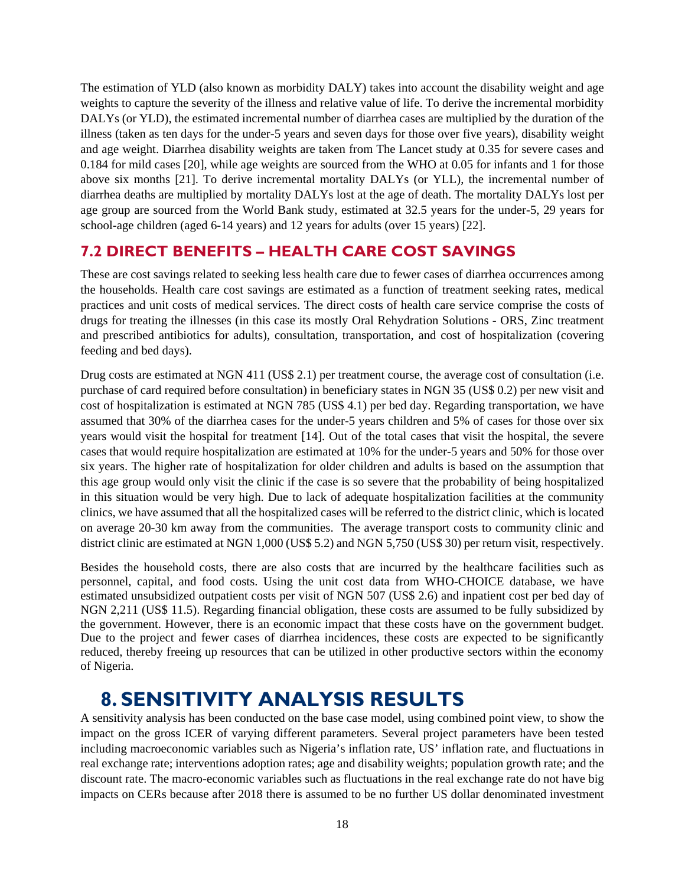The estimation of YLD (also known as morbidity DALY) takes into account the disability weight and age weights to capture the severity of the illness and relative value of life. To derive the incremental morbidity DALYs (or YLD), the estimated incremental number of diarrhea cases are multiplied by the duration of the illness (taken as ten days for the under-5 years and seven days for those over five years), disability weight and age weight. Diarrhea disability weights are taken from The Lancet study at 0.35 for severe cases and 0.184 for mild cases [20], while age weights are sourced from the WHO at 0.05 for infants and 1 for those above six months [21]. To derive incremental mortality DALYs (or YLL), the incremental number of diarrhea deaths are multiplied by mortality DALYs lost at the age of death. The mortality DALYs lost per age group are sourced from the World Bank study, estimated at 32.5 years for the under-5, 29 years for school-age children (aged 6-14 years) and 12 years for adults (over 15 years) [22].

### 7.2 DIRECT BENEFITS – HEALTH CARE COST SAVINGS

These are cost savings related to seeking less health care due to fewer cases of diarrhea occurrences among the households. Health care cost savings are estimated as a function of treatment seeking rates, medical practices and unit costs of medical services. The direct costs of health care service comprise the costs of drugs for treating the illnesses (in this case its mostly Oral Rehydration Solutions - ORS, Zinc treatment and prescribed antibiotics for adults), consultation, transportation, and cost of hospitalization (covering feeding and bed days).

Drug costs are estimated at NGN 411 (US$ 2.1) per treatment course, the average cost of consultation (i.e. purchase of card required before consultation) in beneficiary states in NGN 35 (US$ 0.2) per new visit and cost of hospitalization is estimated at NGN 785 (US$ 4.1) per bed day. Regarding transportation, we have assumed that 30% of the diarrhea cases for the under-5 years children and 5% of cases for those over six years would visit the hospital for treatment [14]. Out of the total cases that visit the hospital, the severe cases that would require hospitalization are estimated at 10% for the under-5 years and 50% for those over six years. The higher rate of hospitalization for older children and adults is based on the assumption that this age group would only visit the clinic if the case is so severe that the probability of being hospitalized in this situation would be very high. Due to lack of adequate hospitalization facilities at the community clinics, we have assumed that all the hospitalized cases will be referred to the district clinic, which is located on average 20-30 km away from the communities. The average transport costs to community clinic and district clinic are estimated at NGN 1,000 (US$ 5.2) and NGN 5,750 (US$ 30) per return visit, respectively.

Besides the household costs, there are also costs that are incurred by the healthcare facilities such as personnel, capital, and food costs. Using the unit cost data from WHO-CHOICE database, we have estimated unsubsidized outpatient costs per visit of NGN 507 (US$ 2.6) and inpatient cost per bed day of NGN 2,211 (US$ 11.5). Regarding financial obligation, these costs are assumed to be fully subsidized by the government. However, there is an economic impact that these costs have on the government budget. Due to the project and fewer cases of diarrhea incidences, these costs are expected to be significantly reduced, thereby freeing up resources that can be utilized in other productive sectors within the economy of Nigeria.

## 8. SENSITIVITY ANALYSIS RESULTS

A sensitivity analysis has been conducted on the base case model, using combined point view, to show the impact on the gross ICER of varying different parameters. Several project parameters have been tested including macroeconomic variables such as Nigeria's inflation rate, US' inflation rate, and fluctuations in real exchange rate; interventions adoption rates; age and disability weights; population growth rate; and the discount rate. The macro-economic variables such as fluctuations in the real exchange rate do not have big impacts on CERs because after 2018 there is assumed to be no further US dollar denominated investment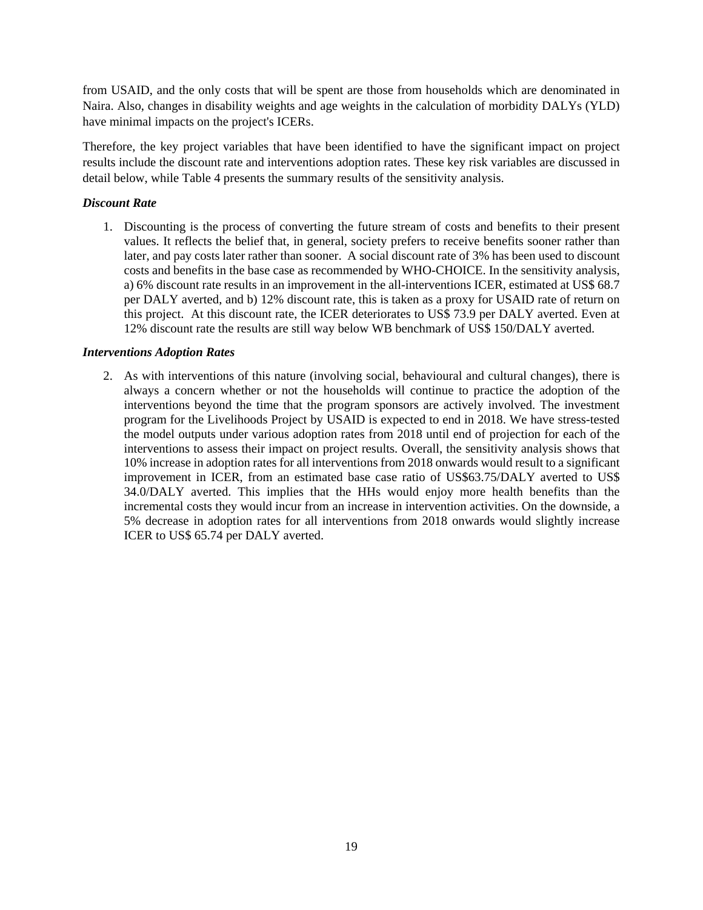from USAID, and the only costs that will be spent are those from households which are denominated in Naira. Also, changes in disability weights and age weights in the calculation of morbidity DALYs (YLD) have minimal impacts on the project's ICERs.

Therefore, the key project variables that have been identified to have the significant impact on project results include the discount rate and interventions adoption rates. These key risk variables are discussed in detail below, while Table 4 presents the summary results of the sensitivity analysis.

***Discount Rate***

1. Discounting is the process of converting the future stream of costs and benefits to their present values. It reflects the belief that, in general, society prefers to receive benefits sooner rather than later, and pay costs later rather than sooner. A social discount rate of 3% has been used to discount costs and benefits in the base case as recommended by WHO-CHOICE. In the sensitivity analysis, a) 6% discount rate results in an improvement in the all-interventions ICER, estimated at US$ 68.7 per DALY averted, and b) 12% discount rate, this is taken as a proxy for USAID rate of return on this project. At this discount rate, the ICER deteriorates to US$ 73.9 per DALY averted. Even at 12% discount rate the results are still way below WB benchmark of US$ 150/DALY averted.

***Interventions Adoption Rates***

2. As with interventions of this nature (involving social, behavioural and cultural changes), there is always a concern whether or not the households will continue to practice the adoption of the interventions beyond the time that the program sponsors are actively involved. The investment program for the Livelihoods Project by USAID is expected to end in 2018. We have stress-tested the model outputs under various adoption rates from 2018 until end of projection for each of the interventions to assess their impact on project results. Overall, the sensitivity analysis shows that 10% increase in adoption rates for all interventions from 2018 onwards would result to a significant improvement in ICER, from an estimated base case ratio of US$63.75/DALY averted to US$ 34.0/DALY averted. This implies that the HHs would enjoy more health benefits than the incremental costs they would incur from an increase in intervention activities. On the downside, a 5% decrease in adoption rates for all interventions from 2018 onwards would slightly increase ICER to US$ 65.74 per DALY averted.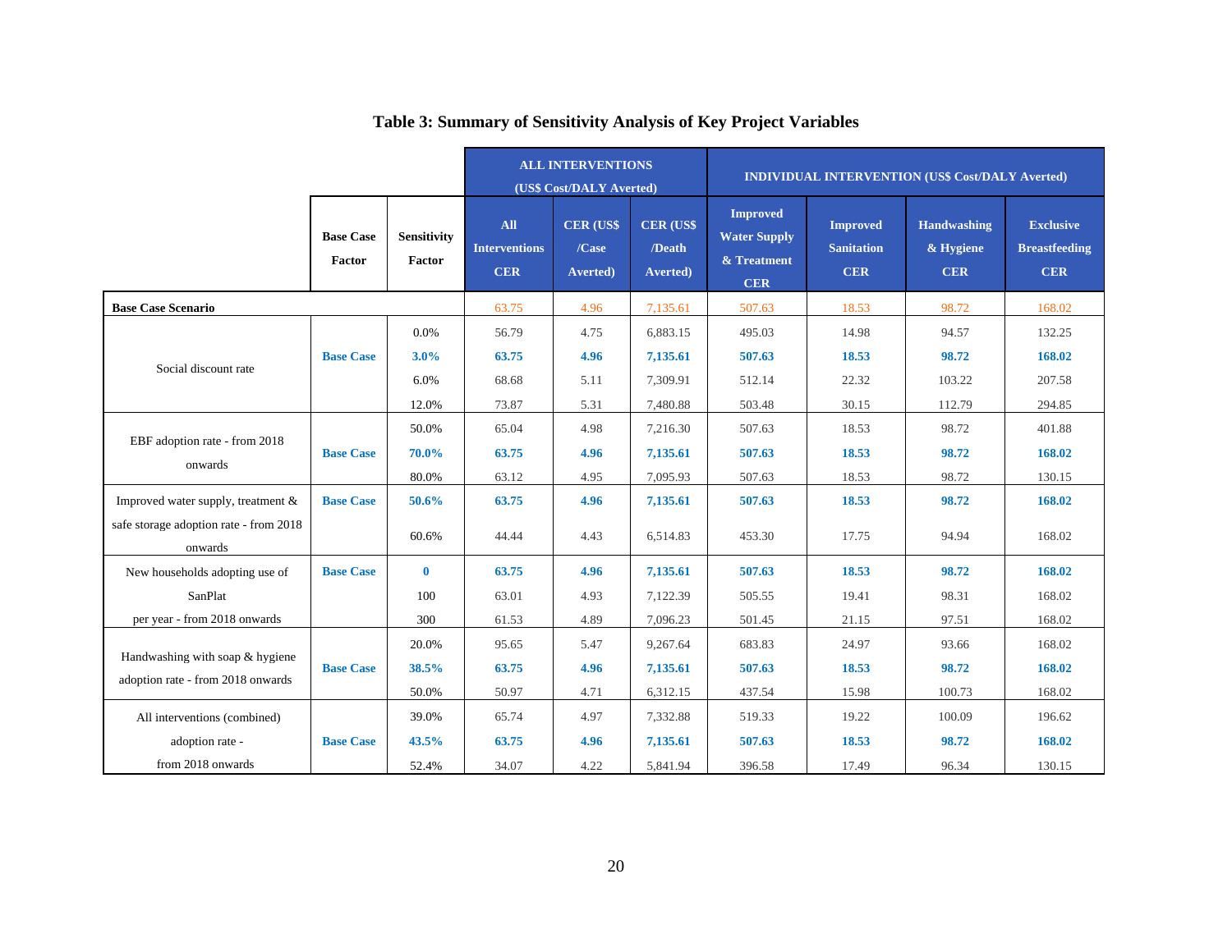# Table 3: Summary of Sensitivity Analysis of Key Project Variables

| | Base Case Factor | Sensitivity Factor | ALL INTERVENTIONS (US$ Cost/DALY Averted) All Interventions CER | CER (US$ /Case Averted) | CER (US$ /Death Averted) | INDIVIDUAL INTERVENTION (US$ Cost/DALY Averted) Improved Water Supply & Treatment CER | Improved Sanitation CER | Handwashing & Hygiene CER | Exclusive Breastfeeding CER |
|---|---|---|---|---|---|---|---|---|---|
| **Base Case Scenario** | | | 63.75 | 4.96 | 7,135.61 | 507.63 | 18.53 | 98.72 | 168.02 |
| Social discount rate | | 0.0% | 56.79 | 4.75 | 6,883.15 | 495.03 | 14.98 | 94.57 | 132.25 |
| | **Base Case** | **3.0%** | **63.75** | **4.96** | **7,135.61** | **507.63** | **18.53** | **98.72** | **168.02** |
| | | 6.0% | 68.68 | 5.11 | 7,309.91 | 512.14 | 22.32 | 103.22 | 207.58 |
| | | 12.0% | 73.87 | 5.31 | 7,480.88 | 503.48 | 30.15 | 112.79 | 294.85 |
| EBF adoption rate - from 2018 onwards | | 50.0% | 65.04 | 4.98 | 7,216.30 | 507.63 | 18.53 | 98.72 | 401.88 |
| | **Base Case** | **70.0%** | **63.75** | **4.96** | **7,135.61** | **507.63** | **18.53** | **98.72** | **168.02** |
| | | 80.0% | 63.12 | 4.95 | 7,095.93 | 507.63 | 18.53 | 98.72 | 130.15 |
| Improved water supply, treatment & safe storage adoption rate - from 2018 onwards | **Base Case** | **50.6%** | **63.75** | **4.96** | **7,135.61** | **507.63** | **18.53** | **98.72** | **168.02** |
| | | 60.6% | 44.44 | 4.43 | 6,514.83 | 453.30 | 17.75 | 94.94 | 168.02 |
| New households adopting use of SanPlat per year - from 2018 onwards | **Base Case** | **0** | **63.75** | **4.96** | **7,135.61** | **507.63** | **18.53** | **98.72** | **168.02** |
| | | 100 | 63.01 | 4.93 | 7,122.39 | 505.55 | 19.41 | 98.31 | 168.02 |
| | | 300 | 61.53 | 4.89 | 7,096.23 | 501.45 | 21.15 | 97.51 | 168.02 |
| Handwashing with soap & hygiene adoption rate - from 2018 onwards | | 20.0% | 95.65 | 5.47 | 9,267.64 | 683.83 | 24.97 | 93.66 | 168.02 |
| | **Base Case** | **38.5%** | **63.75** | **4.96** | **7,135.61** | **507.63** | **18.53** | **98.72** | **168.02** |
| | | 50.0% | 50.97 | 4.71 | 6,312.15 | 437.54 | 15.98 | 100.73 | 168.02 |
| All interventions (combined) adoption rate - from 2018 onwards | | 39.0% | 65.74 | 4.97 | 7,332.88 | 519.33 | 19.22 | 100.09 | 196.62 |
| | **Base Case** | **43.5%** | **63.75** | **4.96** | **7,135.61** | **507.63** | **18.53** | **98.72** | **168.02** |
| | | 52.4% | 34.07 | 4.22 | 5,841.94 | 396.58 | 17.49 | 96.34 | 130.15 |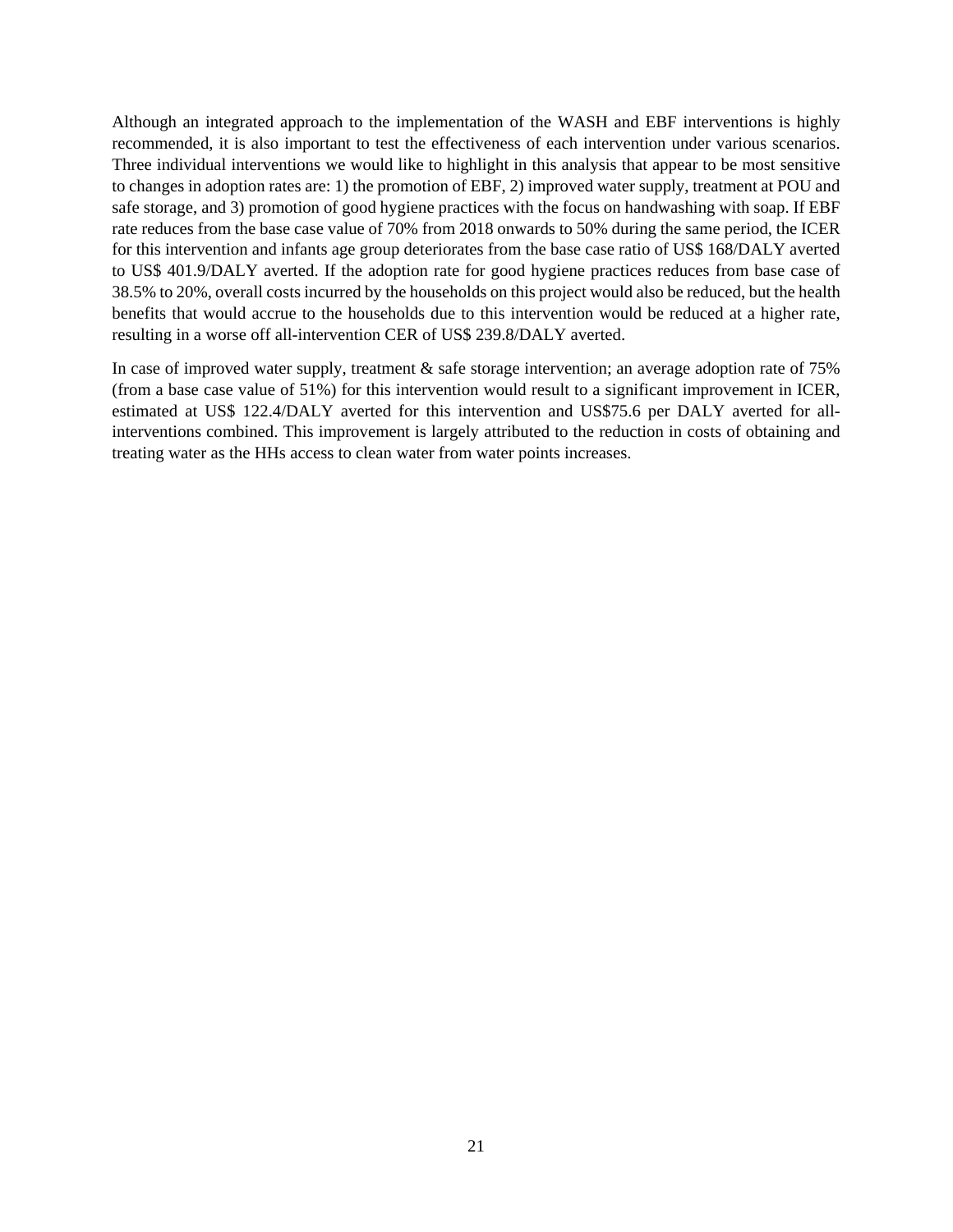Although an integrated approach to the implementation of the WASH and EBF interventions is highly recommended, it is also important to test the effectiveness of each intervention under various scenarios. Three individual interventions we would like to highlight in this analysis that appear to be most sensitive to changes in adoption rates are: 1) the promotion of EBF, 2) improved water supply, treatment at POU and safe storage, and 3) promotion of good hygiene practices with the focus on handwashing with soap. If EBF rate reduces from the base case value of 70% from 2018 onwards to 50% during the same period, the ICER for this intervention and infants age group deteriorates from the base case ratio of US$ 168/DALY averted to US$ 401.9/DALY averted. If the adoption rate for good hygiene practices reduces from base case of 38.5% to 20%, overall costs incurred by the households on this project would also be reduced, but the health benefits that would accrue to the households due to this intervention would be reduced at a higher rate, resulting in a worse off all-intervention CER of US$ 239.8/DALY averted.

In case of improved water supply, treatment & safe storage intervention; an average adoption rate of 75% (from a base case value of 51%) for this intervention would result to a significant improvement in ICER, estimated at US$ 122.4/DALY averted for this intervention and US$75.6 per DALY averted for all-interventions combined. This improvement is largely attributed to the reduction in costs of obtaining and treating water as the HHs access to clean water from water points increases.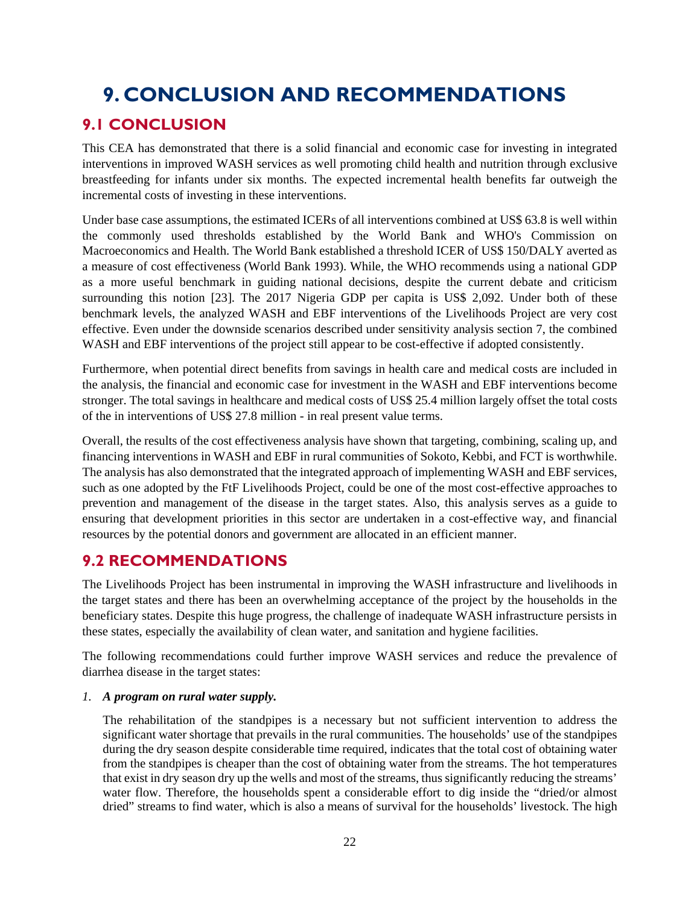# 9. CONCLUSION AND RECOMMENDATIONS

## 9.1 CONCLUSION

This CEA has demonstrated that there is a solid financial and economic case for investing in integrated interventions in improved WASH services as well promoting child health and nutrition through exclusive breastfeeding for infants under six months. The expected incremental health benefits far outweigh the incremental costs of investing in these interventions.

Under base case assumptions, the estimated ICERs of all interventions combined at US$ 63.8 is well within the commonly used thresholds established by the World Bank and WHO's Commission on Macroeconomics and Health. The World Bank established a threshold ICER of US$ 150/DALY averted as a measure of cost effectiveness (World Bank 1993). While, the WHO recommends using a national GDP as a more useful benchmark in guiding national decisions, despite the current debate and criticism surrounding this notion [23]. The 2017 Nigeria GDP per capita is US$ 2,092. Under both of these benchmark levels, the analyzed WASH and EBF interventions of the Livelihoods Project are very cost effective. Even under the downside scenarios described under sensitivity analysis section 7, the combined WASH and EBF interventions of the project still appear to be cost-effective if adopted consistently.

Furthermore, when potential direct benefits from savings in health care and medical costs are included in the analysis, the financial and economic case for investment in the WASH and EBF interventions become stronger. The total savings in healthcare and medical costs of US$ 25.4 million largely offset the total costs of the in interventions of US$ 27.8 million - in real present value terms.

Overall, the results of the cost effectiveness analysis have shown that targeting, combining, scaling up, and financing interventions in WASH and EBF in rural communities of Sokoto, Kebbi, and FCT is worthwhile. The analysis has also demonstrated that the integrated approach of implementing WASH and EBF services, such as one adopted by the FtF Livelihoods Project, could be one of the most cost-effective approaches to prevention and management of the disease in the target states. Also, this analysis serves as a guide to ensuring that development priorities in this sector are undertaken in a cost-effective way, and financial resources by the potential donors and government are allocated in an efficient manner.

## 9.2 RECOMMENDATIONS

The Livelihoods Project has been instrumental in improving the WASH infrastructure and livelihoods in the target states and there has been an overwhelming acceptance of the project by the households in the beneficiary states. Despite this huge progress, the challenge of inadequate WASH infrastructure persists in these states, especially the availability of clean water, and sanitation and hygiene facilities.

The following recommendations could further improve WASH services and reduce the prevalence of diarrhea disease in the target states:

1. ***A program on rural water supply.***

   The rehabilitation of the standpipes is a necessary but not sufficient intervention to address the significant water shortage that prevails in the rural communities. The households' use of the standpipes during the dry season despite considerable time required, indicates that the total cost of obtaining water from the standpipes is cheaper than the cost of obtaining water from the streams. The hot temperatures that exist in dry season dry up the wells and most of the streams, thus significantly reducing the streams' water flow. Therefore, the households spent a considerable effort to dig inside the "dried/or almost dried" streams to find water, which is also a means of survival for the households' livestock. The high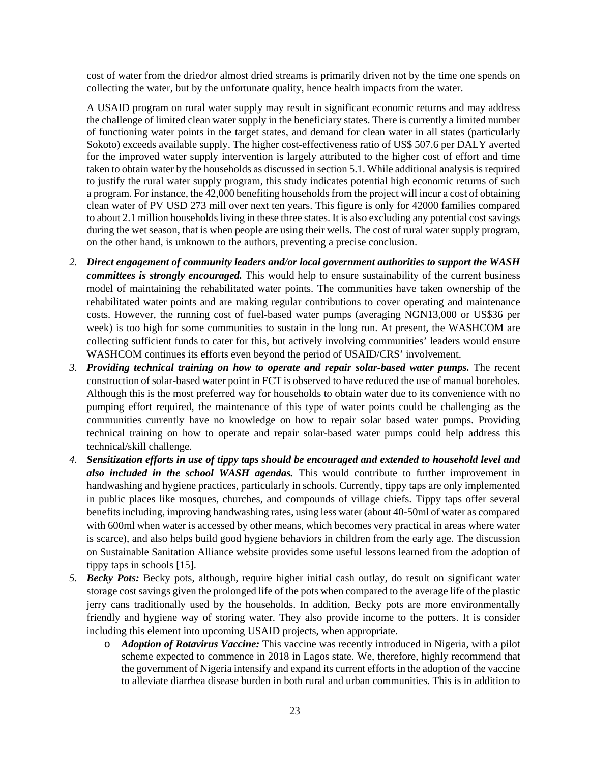cost of water from the dried/or almost dried streams is primarily driven not by the time one spends on collecting the water, but by the unfortunate quality, hence health impacts from the water.

A USAID program on rural water supply may result in significant economic returns and may address the challenge of limited clean water supply in the beneficiary states. There is currently a limited number of functioning water points in the target states, and demand for clean water in all states (particularly Sokoto) exceeds available supply. The higher cost-effectiveness ratio of US$ 507.6 per DALY averted for the improved water supply intervention is largely attributed to the higher cost of effort and time taken to obtain water by the households as discussed in section 5.1. While additional analysis is required to justify the rural water supply program, this study indicates potential high economic returns of such a program. For instance, the 42,000 benefiting households from the project will incur a cost of obtaining clean water of PV USD 273 mill over next ten years. This figure is only for 42000 families compared to about 2.1 million households living in these three states. It is also excluding any potential cost savings during the wet season, that is when people are using their wells. The cost of rural water supply program, on the other hand, is unknown to the authors, preventing a precise conclusion.

2. ***Direct engagement of community leaders and/or local government authorities to support the WASH committees is strongly encouraged.*** This would help to ensure sustainability of the current business model of maintaining the rehabilitated water points. The communities have taken ownership of the rehabilitated water points and are making regular contributions to cover operating and maintenance costs. However, the running cost of fuel-based water pumps (averaging NGN13,000 or US$36 per week) is too high for some communities to sustain in the long run. At present, the WASHCOM are collecting sufficient funds to cater for this, but actively involving communities' leaders would ensure WASHCOM continues its efforts even beyond the period of USAID/CRS' involvement.
3. ***Providing technical training on how to operate and repair solar-based water pumps.*** The recent construction of solar-based water point in FCT is observed to have reduced the use of manual boreholes. Although this is the most preferred way for households to obtain water due to its convenience with no pumping effort required, the maintenance of this type of water points could be challenging as the communities currently have no knowledge on how to repair solar based water pumps. Providing technical training on how to operate and repair solar-based water pumps could help address this technical/skill challenge.
4. ***Sensitization efforts in use of tippy taps should be encouraged and extended to household level and also included in the school WASH agendas.*** This would contribute to further improvement in handwashing and hygiene practices, particularly in schools. Currently, tippy taps are only implemented in public places like mosques, churches, and compounds of village chiefs. Tippy taps offer several benefits including, improving handwashing rates, using less water (about 40-50ml of water as compared with 600ml when water is accessed by other means, which becomes very practical in areas where water is scarce), and also helps build good hygiene behaviors in children from the early age. The discussion on Sustainable Sanitation Alliance website provides some useful lessons learned from the adoption of tippy taps in schools [15].
5. ***Becky Pots:*** Becky pots, although, require higher initial cash outlay, do result on significant water storage cost savings given the prolonged life of the pots when compared to the average life of the plastic jerry cans traditionally used by the households. In addition, Becky pots are more environmentally friendly and hygiene way of storing water. They also provide income to the potters. It is consider including this element into upcoming USAID projects, when appropriate.
   - ***Adoption of Rotavirus Vaccine:*** This vaccine was recently introduced in Nigeria, with a pilot scheme expected to commence in 2018 in Lagos state. We, therefore, highly recommend that the government of Nigeria intensify and expand its current efforts in the adoption of the vaccine to alleviate diarrhea disease burden in both rural and urban communities. This is in addition to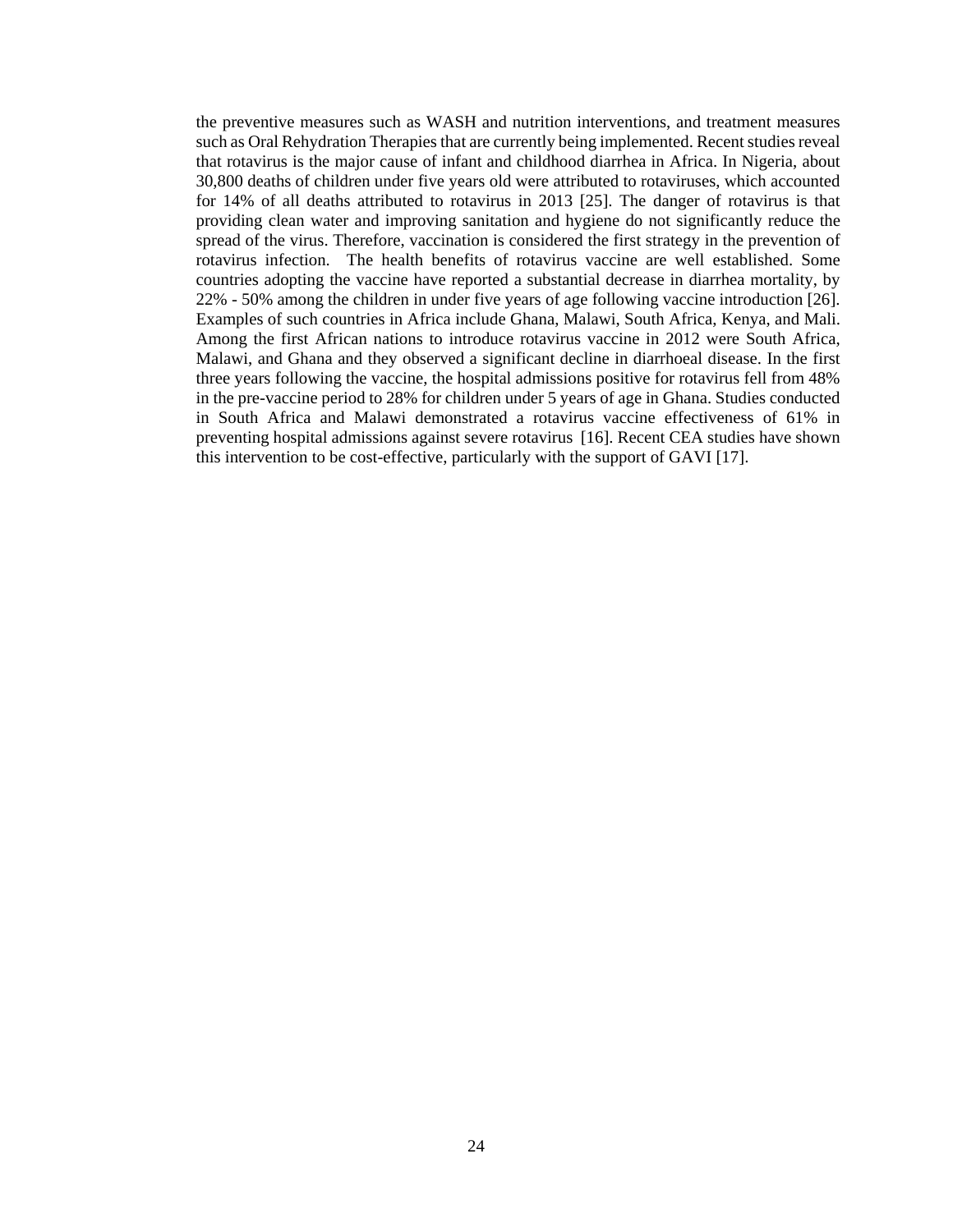the preventive measures such as WASH and nutrition interventions, and treatment measures such as Oral Rehydration Therapies that are currently being implemented. Recent studies reveal that rotavirus is the major cause of infant and childhood diarrhea in Africa. In Nigeria, about 30,800 deaths of children under five years old were attributed to rotaviruses, which accounted for 14% of all deaths attributed to rotavirus in 2013 [25]. The danger of rotavirus is that providing clean water and improving sanitation and hygiene do not significantly reduce the spread of the virus. Therefore, vaccination is considered the first strategy in the prevention of rotavirus infection. The health benefits of rotavirus vaccine are well established. Some countries adopting the vaccine have reported a substantial decrease in diarrhea mortality, by 22% - 50% among the children in under five years of age following vaccine introduction [26]. Examples of such countries in Africa include Ghana, Malawi, South Africa, Kenya, and Mali. Among the first African nations to introduce rotavirus vaccine in 2012 were South Africa, Malawi, and Ghana and they observed a significant decline in diarrhoeal disease. In the first three years following the vaccine, the hospital admissions positive for rotavirus fell from 48% in the pre-vaccine period to 28% for children under 5 years of age in Ghana. Studies conducted in South Africa and Malawi demonstrated a rotavirus vaccine effectiveness of 61% in preventing hospital admissions against severe rotavirus [16]. Recent CEA studies have shown this intervention to be cost-effective, particularly with the support of GAVI [17].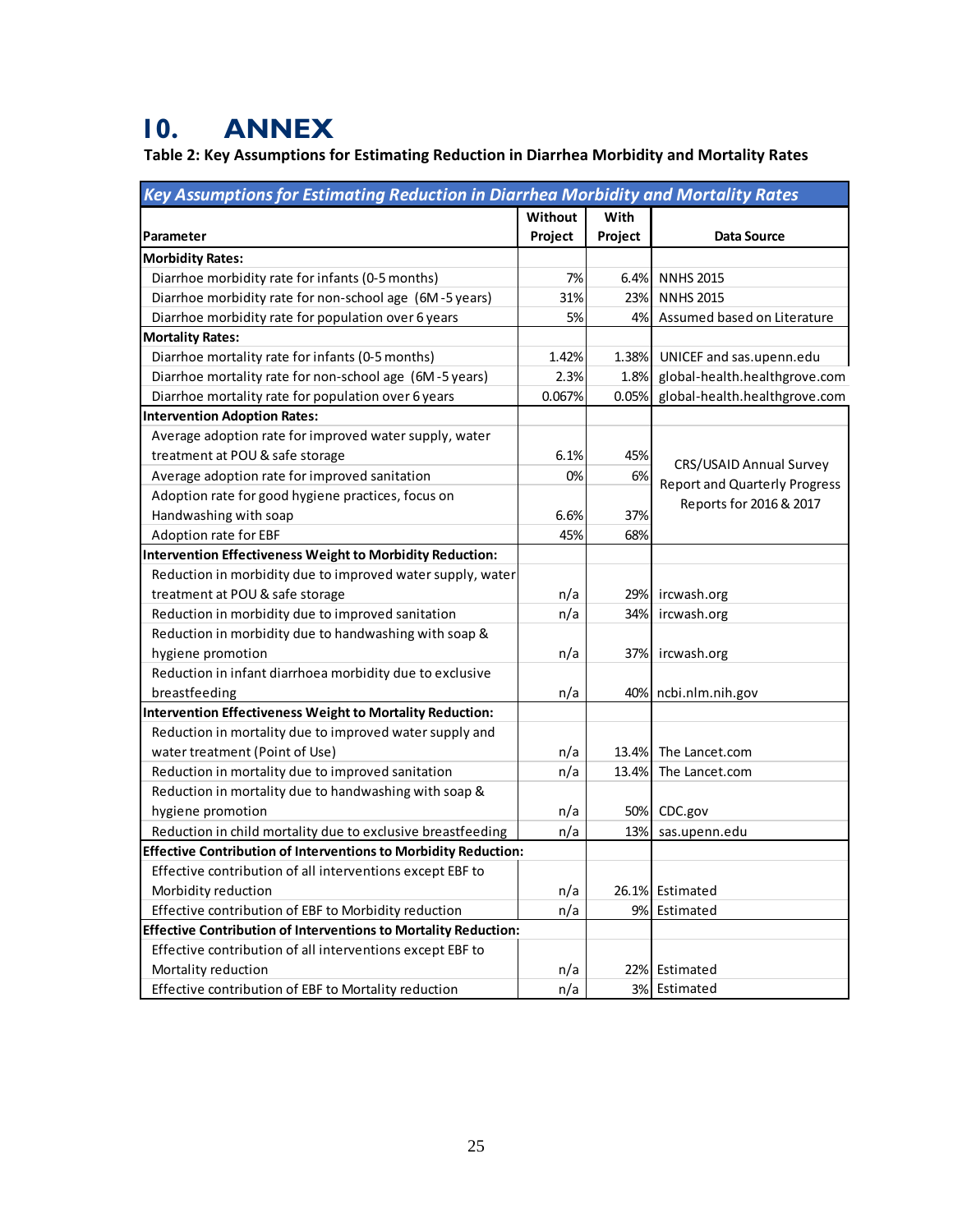# 10. ANNEX

**Table 2: Key Assumptions for Estimating Reduction in Diarrhea Morbidity and Mortality Rates**

| *Key Assumptions for Estimating Reduction in Diarrhea Morbidity and Mortality Rates* | | | |
|---|---|---|---|
| **Parameter** | **Without Project** | **With Project** | **Data Source** |
| **Morbidity Rates:** | | | |
| Diarrhoe morbidity rate for infants (0-5 months) | 7% | 6.4% | NNHS 2015 |
| Diarrhoe morbidity rate for non-school age (6M-5 years) | 31% | 23% | NNHS 2015 |
| Diarrhoe morbidity rate for population over 6 years | 5% | 4% | Assumed based on Literature |
| **Mortality Rates:** | | | |
| Diarrhoe mortality rate for infants (0-5 months) | 1.42% | 1.38% | UNICEF and sas.upenn.edu |
| Diarrhoe mortality rate for non-school age (6M-5 years) | 2.3% | 1.8% | global-health.healthgrove.com |
| Diarrhoe mortality rate for population over 6 years | 0.067% | 0.05% | global-health.healthgrove.com |
| **Intervention Adoption Rates:** | | | |
| Average adoption rate for improved water supply, water treatment at POU & safe storage | 6.1% | 45% | CRS/USAID Annual Survey Report and Quarterly Progress Reports for 2016 & 2017 |
| Average adoption rate for improved sanitation | 0% | 6% | |
| Adoption rate for good hygiene practices, focus on Handwashing with soap | 6.6% | 37% | |
| Adoption rate for EBF | 45% | 68% | |
| **Intervention Effectiveness Weight to Morbidity Reduction:** | | | |
| Reduction in morbidity due to improved water supply, water treatment at POU & safe storage | n/a | 29% | ircwash.org |
| Reduction in morbidity due to improved sanitation | n/a | 34% | ircwash.org |
| Reduction in morbidity due to handwashing with soap & hygiene promotion | n/a | 37% | ircwash.org |
| Reduction in infant diarrhoea morbidity due to exclusive breastfeeding | n/a | 40% | ncbi.nlm.nih.gov |
| **Intervention Effectiveness Weight to Mortality Reduction:** | | | |
| Reduction in mortality due to improved water supply and water treatment (Point of Use) | n/a | 13.4% | The Lancet.com |
| Reduction in mortality due to improved sanitation | n/a | 13.4% | The Lancet.com |
| Reduction in mortality due to handwashing with soap & hygiene promotion | n/a | 50% | CDC.gov |
| Reduction in child mortality due to exclusive breastfeeding | n/a | 13% | sas.upenn.edu |
| **Effective Contribution of Interventions to Morbidity Reduction:** | | | |
| Effective contribution of all interventions except EBF to Morbidity reduction | n/a | 26.1% | Estimated |
| Effective contribution of EBF to Morbidity reduction | n/a | 9% | Estimated |
| **Effective Contribution of Interventions to Mortality Reduction:** | | | |
| Effective contribution of all interventions except EBF to Mortality reduction | n/a | 22% | Estimated |
| Effective contribution of EBF to Mortality reduction | n/a | 3% | Estimated |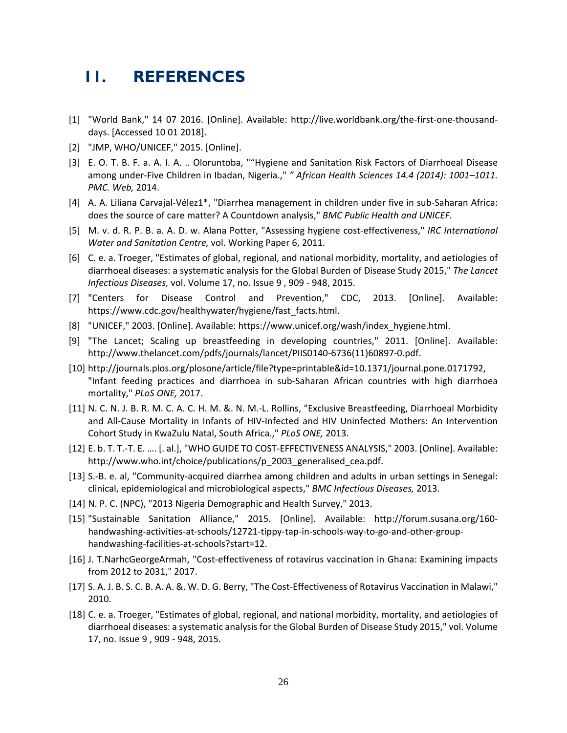# 11. REFERENCES

[1] "World Bank," 14 07 2016. [Online]. Available: http://live.worldbank.org/the-first-one-thousand-days. [Accessed 10 01 2018].

[2] "JMP, WHO/UNICEF," 2015. [Online].

[3] E. O. T. B. F. a. A. I. A. .. Oloruntoba, "“Hygiene and Sanitation Risk Factors of Diarrhoeal Disease among under-Five Children in Ibadan, Nigeria.," *” African Health Sciences 14.4 (2014): 1001–1011. PMC. Web,* 2014.

[4] A. A. Liliana Carvajal-Vélez1*, "Diarrhea management in children under five in sub-Saharan Africa: does the source of care matter? A Countdown analysis," *BMC Public Health and UNICEF.*

[5] M. v. d. R. P. B. a. A. D. w. Alana Potter, "Assessing hygiene cost-effectiveness," *IRC International Water and Sanitation Centre,* vol. Working Paper 6, 2011.

[6] C. e. a. Troeger, "Estimates of global, regional, and national morbidity, mortality, and aetiologies of diarrhoeal diseases: a systematic analysis for the Global Burden of Disease Study 2015," *The Lancet Infectious Diseases,* vol. Volume 17, no. Issue 9 , 909 - 948, 2015.

[7] "Centers for Disease Control and Prevention," CDC, 2013. [Online]. Available: https://www.cdc.gov/healthywater/hygiene/fast_facts.html.

[8] "UNICEF," 2003. [Online]. Available: https://www.unicef.org/wash/index_hygiene.html.

[9] "The Lancet; Scaling up breastfeeding in developing countries," 2011. [Online]. Available: http://www.thelancet.com/pdfs/journals/lancet/PIIS0140-6736(11)60897-0.pdf.

[10] http://journals.plos.org/plosone/article/file?type=printable&id=10.1371/journal.pone.0171792, "Infant feeding practices and diarrhoea in sub-Saharan African countries with high diarrhoea mortality," *PLoS ONE,* 2017.

[11] N. C. N. J. B. R. M. C. A. C. H. M. &. N. M.-L. Rollins, "Exclusive Breastfeeding, Diarrhoeal Morbidity and All-Cause Mortality in Infants of HIV-Infected and HIV Uninfected Mothers: An Intervention Cohort Study in KwaZulu Natal, South Africa.," *PLoS ONE,* 2013.

[12] E. b. T. T.-T. E. …. [. al.], "WHO GUIDE TO COST-EFFECTIVENESS ANALYSIS," 2003. [Online]. Available: http://www.who.int/choice/publications/p_2003_generalised_cea.pdf.

[13] S.-B. e. al, "Community-acquired diarrhea among children and adults in urban settings in Senegal: clinical, epidemiological and microbiological aspects," *BMC Infectious Diseases,* 2013.

[14] N. P. C. (NPC), "2013 Nigeria Demographic and Health Survey," 2013.

[15] "Sustainable Sanitation Alliance," 2015. [Online]. Available: http://forum.susana.org/160-handwashing-activities-at-schools/12721-tippy-tap-in-schools-way-to-go-and-other-group-handwashing-facilities-at-schools?start=12.

[16] J. T.NarhcGeorgeArmah, "Cost-effectiveness of rotavirus vaccination in Ghana: Examining impacts from 2012 to 2031," 2017.

[17] S. A. J. B. S. C. B. A. A. &. W. D. G. Berry, "The Cost-Effectiveness of Rotavirus Vaccination in Malawi," 2010.

[18] C. e. a. Troeger, "Estimates of global, regional, and national morbidity, mortality, and aetiologies of diarrhoeal diseases: a systematic analysis for the Global Burden of Disease Study 2015," vol. Volume 17, no. Issue 9 , 909 - 948, 2015.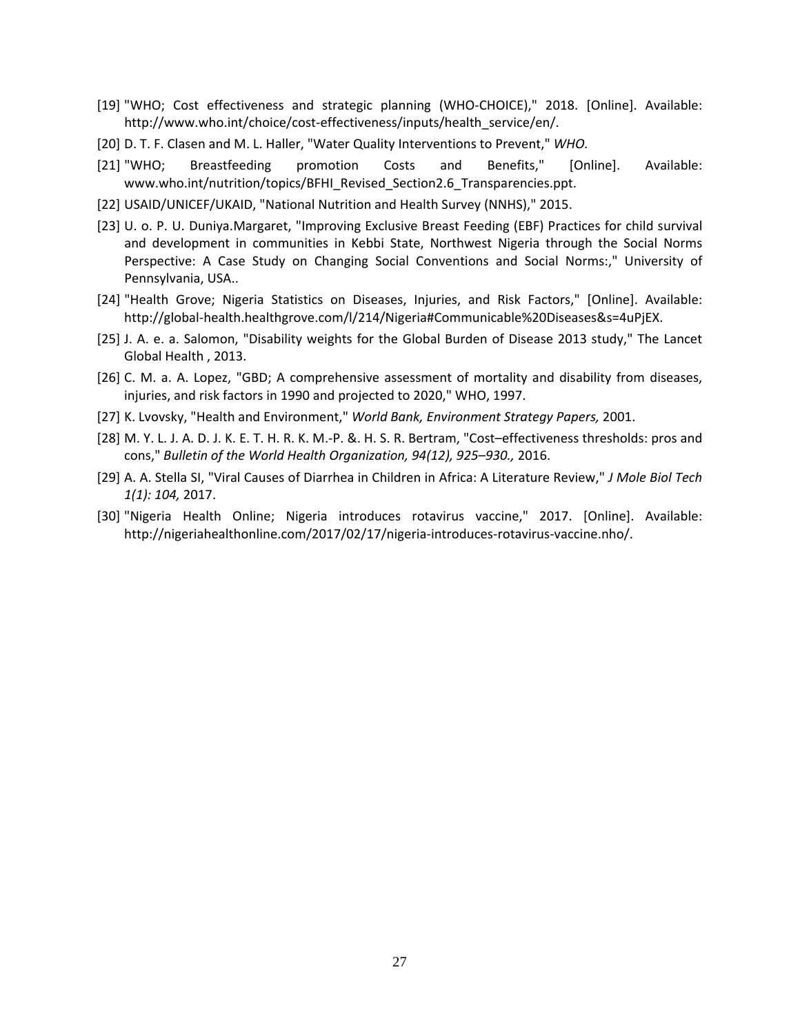[19] "WHO; Cost effectiveness and strategic planning (WHO-CHOICE)," 2018. [Online]. Available: http://www.who.int/choice/cost-effectiveness/inputs/health_service/en/.

[20] D. T. F. Clasen and M. L. Haller, "Water Quality Interventions to Prevent," *WHO.*

[21] "WHO; Breastfeeding promotion Costs and Benefits," [Online]. Available: www.who.int/nutrition/topics/BFHI_Revised_Section2.6_Transparencies.ppt.

[22] USAID/UNICEF/UKAID, "National Nutrition and Health Survey (NNHS)," 2015.

[23] U. o. P. U. Duniya.Margaret, "Improving Exclusive Breast Feeding (EBF) Practices for child survival and development in communities in Kebbi State, Northwest Nigeria through the Social Norms Perspective: A Case Study on Changing Social Conventions and Social Norms:," University of Pennsylvania, USA..

[24] "Health Grove; Nigeria Statistics on Diseases, Injuries, and Risk Factors," [Online]. Available: http://global-health.healthgrove.com/l/214/Nigeria#Communicable%20Diseases&s=4uPjEX.

[25] J. A. e. a. Salomon, "Disability weights for the Global Burden of Disease 2013 study," The Lancet Global Health , 2013.

[26] C. M. a. A. Lopez, "GBD; A comprehensive assessment of mortality and disability from diseases, injuries, and risk factors in 1990 and projected to 2020," WHO, 1997.

[27] K. Lvovsky, "Health and Environment," *World Bank, Environment Strategy Papers,* 2001.

[28] M. Y. L. J. A. D. J. K. E. T. H. R. K. M.-P. &. H. S. R. Bertram, "Cost–effectiveness thresholds: pros and cons," *Bulletin of the World Health Organization, 94(12), 925–930.,* 2016.

[29] A. A. Stella SI, "Viral Causes of Diarrhea in Children in Africa: A Literature Review," *J Mole Biol Tech 1(1): 104,* 2017.

[30] "Nigeria Health Online; Nigeria introduces rotavirus vaccine," 2017. [Online]. Available: http://nigeriahealthonline.com/2017/02/17/nigeria-introduces-rotavirus-vaccine.nho/.